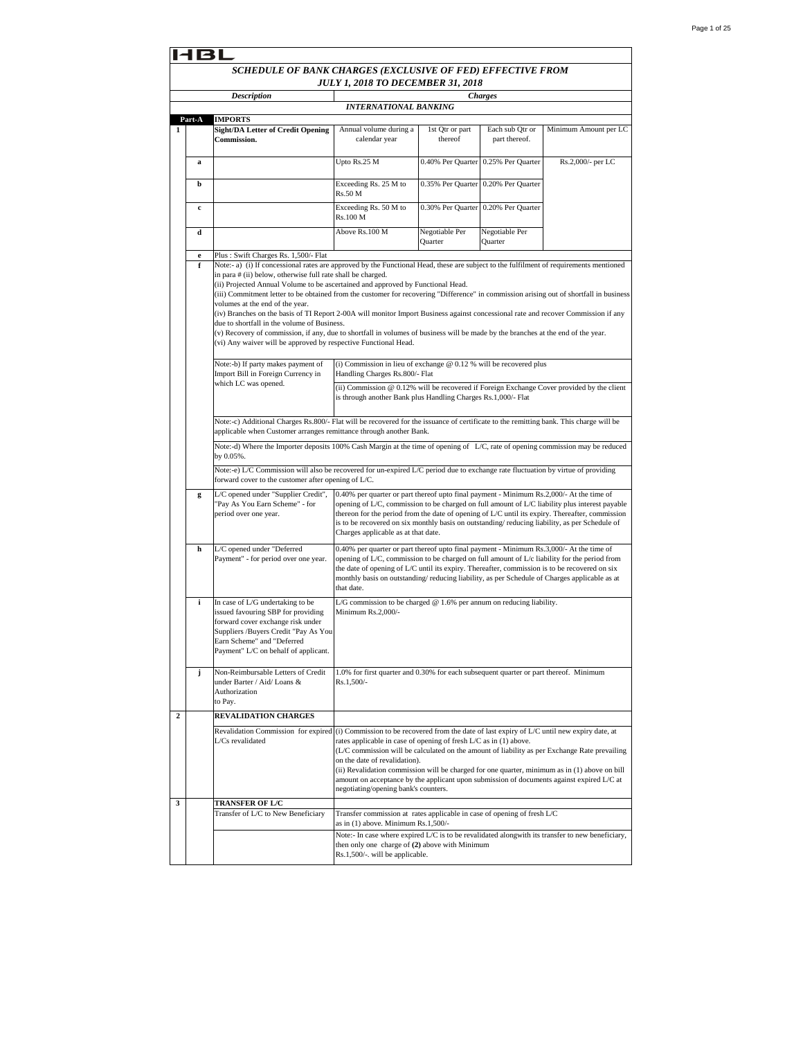HBL

## SCHEDULE OF BANK CHARGES (EXCLUSIVE OF FED) EFFECTIVE FROM JULY 1, 2018 TO DECEMBER 31, 2018

| | | Description | Charges | | | |
|---|---|---|---|---|---|---|
| | | | **INTERNATIONAL BANKING** | | | |
| **Part-A** | | **IMPORTS** | | | | |
| **1** | | **Sight/DA Letter of Credit Opening Commission.** | Annual volume during a calendar year | 1st Qtr or part thereof | Each sub Qtr or part thereof. | Minimum Amount per LC |
| | **a** | | Upto Rs.25 M | 0.40% Per Quarter | 0.25% Per Quarter | Rs.2,000/- per LC |
| | **b** | | Exceeding Rs. 25 M to Rs.50 M | 0.35% Per Quarter | 0.20% Per Quarter | |
| | **c** | | Exceeding Rs. 50 M to Rs.100 M | 0.30% Per Quarter | 0.20% Per Quarter | |
| | **d** | | Above Rs.100 M | Negotiable Per Quarter | Negotiable Per Quarter | |
| | **e** | Plus : Swift Charges Rs. 1,500/- Flat | | | | |
| | **f** | Note:- a) (i) If concessional rates are approved by the Functional Head, these are subject to the fulfilment of requirements mentioned in para # (ii) below, otherwise full rate shall be charged.<br>(ii) Projected Annual Volume to be ascertained and approved by Functional Head.<br>(iii) Commitment letter to be obtained from the customer for recovering "Difference" in commission arising out of shortfall in business volumes at the end of the year.<br>(iv) Branches on the basis of TI Report 2-00A will monitor Import Business against concessional rate and recover Commission if any due to shortfall in the volume of Business.<br>(v) Recovery of commission, if any, due to shortfall in volumes of business will be made by the branches at the end of the year.<br>(vi) Any waiver will be approved by respective Functional Head. | | | | |
| | | Note:-b) If party makes payment of Import Bill in Foreign Currency in which LC was opened. | (i) Commission in lieu of exchange @ 0.12 % will be recovered plus Handling Charges Rs.800/- Flat<br>(ii) Commission @ 0.12% will be recovered if Foreign Exchange Cover provided by the client is through another Bank plus Handling Charges Rs.1,000/- Flat | | | |
| | | Note:-c) Additional Charges Rs.800/- Flat will be recovered for the issuance of certificate to the remitting bank. This charge will be applicable when Customer arranges remittance through another Bank. | | | | |
| | | Note:-d) Where the Importer deposits 100% Cash Margin at the time of opening of L/C, rate of opening commission may be reduced by 0.05%. | | | | |
| | | Note:-e) L/C Commission will also be recovered for un-expired L/C period due to exchange rate fluctuation by virtue of providing forward cover to the customer after opening of L/C. | | | | |
| | **g** | L/C opened under "Supplier Credit", "Pay As You Earn Scheme" - for period over one year. | 0.40% per quarter or part thereof upto final payment - Minimum Rs.2,000/- At the time of opening of L/C, commission to be charged on full amount of L/C liability plus interest payable thereon for the period from the date of opening of L/C until its expiry. Thereafter, commission is to be recovered on six monthly basis on outstanding/ reducing liability, as per Schedule of Charges applicable as at that date. | | | |
| | **h** | L/C opened under "Deferred Payment" - for period over one year. | 0.40% per quarter or part thereof upto final payment - Minimum Rs.3,000/- At the time of opening of L/C, commission to be charged on full amount of L/c liability for the period from the date of opening of L/C until its expiry. Thereafter, commission is to be recovered on six monthly basis on outstanding/ reducing liability, as per Schedule of Charges applicable as at that date. | | | |
| | **i** | In case of L/G undertaking to be issued favouring SBP for providing forward cover exchange risk under Suppliers /Buyers Credit "Pay As You Earn Scheme" and "Deferred Payment" L/C on behalf of applicant. | L/G commission to be charged @ 1.6% per annum on reducing liability. Minimum Rs.2,000/- | | | |
| | **j** | Non-Reimbursable Letters of Credit under Barter / Aid/ Loans & Authorization to Pay. | 1.0% for first quarter and 0.30% for each subsequent quarter or part thereof. Minimum Rs.1,500/- | | | |
| **2** | | **REVALIDATION CHARGES** | | | | |
| | | Revalidation Commission for expired L/Cs revalidated | (i) Commission to be recovered from the date of last expiry of L/C until new expiry date, at rates applicable in case of opening of fresh L/C as in (1) above.<br>(L/C commission will be calculated on the amount of liability as per Exchange Rate prevailing on the date of revalidation).<br>(ii) Revalidation commission will be charged for one quarter, minimum as in (1) above on bill amount on acceptance by the applicant upon submission of documents against expired L/C at negotiating/opening bank's counters. | | | |
| **3** | | **TRANSFER OF L/C** | | | | |
| | | Transfer of L/C to New Beneficiary | Transfer commission at rates applicable in case of opening of fresh L/C as in (1) above. Minimum Rs.1,500/-<br>Note:- In case where expired L/C is to be revalidated alongwith its transfer to new beneficiary, then only one charge of **(2)** above with Minimum Rs.1,500/-. will be applicable. | | | |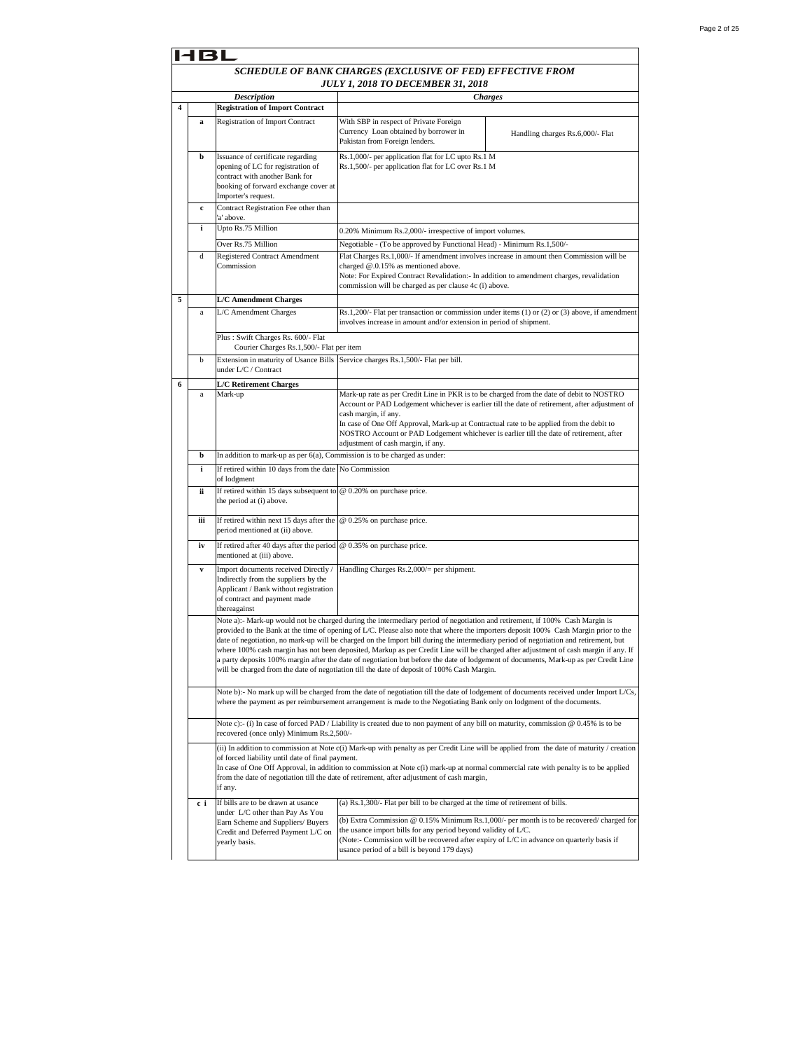HBL

## *SCHEDULE OF BANK CHARGES (EXCLUSIVE OF FED) EFFECTIVE FROM JULY 1, 2018 TO DECEMBER 31, 2018*

| | | *Description* | *Charges* | |
|---|---|---|---|---|
| **4** | | **Registration of Import Contract** | | |
| | **a** | Registration of Import Contract | With SBP in respect of Private Foreign Currency Loan obtained by borrower in Pakistan from Foreign lenders. | Handling charges Rs.6,000/- Flat |
| | **b** | Issuance of certificate regarding opening of LC for registration of contract with another Bank for booking of forward exchange cover at Importer's request. | Rs.1,000/- per application flat for LC upto Rs.1 M<br>Rs.1,500/- per application flat for LC over Rs.1 M | |
| | **c** | Contract Registration Fee other than 'a' above. | | |
| | **i** | Upto Rs.75 Million | 0.20% Minimum Rs.2,000/- irrespective of import volumes. | |
| | | Over Rs.75 Million | Negotiable - (To be approved by Functional Head) - Minimum Rs.1,500/- | |
| | d | Registered Contract Amendment Commission | Flat Charges Rs.1,000/- If amendment involves increase in amount then Commission will be charged @.0.15% as mentioned above.<br>Note: For Expired Contract Revalidation:- In addition to amendment charges, revalidation commission will be charged as per clause 4c (i) above. | |
| **5** | | **L/C Amendment Charges** | | |
| | a | L/C Amendment Charges | Rs.1,200/- Flat per transaction or commission under items (1) or (2) or (3) above, if amendment involves increase in amount and/or extension in period of shipment. | |
| | | Plus : Swift Charges Rs. 600/- Flat<br>Courier Charges Rs.1,500/- Flat per item | | |
| | b | Extension in maturity of Usance Bills under L/C / Contract | Service charges Rs.1,500/- Flat per bill. | |
| **6** | | **L/C Retirement Charges** | | |
| | a | Mark-up | Mark-up rate as per Credit Line in PKR is to be charged from the date of debit to NOSTRO Account or PAD Lodgement whichever is earlier till the date of retirement, after adjustment of cash margin, if any.<br>In case of One Off Approval, Mark-up at Contractual rate to be applied from the debit to NOSTRO Account or PAD Lodgement whichever is earlier till the date of retirement, after adjustment of cash margin, if any. | |
| | **b** | In addition to mark-up as per 6(a), Commission is to be charged as under: | | |
| | **i** | If retired within 10 days from the date of lodgment | No Commission | |
| | **ii** | If retired within 15 days subsequent to the period at (i) above. | @ 0.20% on purchase price. | |
| | **iii** | If retired within next 15 days after the period mentioned at (ii) above. | @ 0.25% on purchase price. | |
| | **iv** | If retired after 40 days after the period mentioned at (iii) above. | @ 0.35% on purchase price. | |
| | **v** | Import documents received Directly / Indirectly from the suppliers by the Applicant / Bank without registration of contract and payment made thereagainst | Handling Charges Rs.2,000/= per shipment. | |
| | | Note a):- Mark-up would not be charged during the intermediary period of negotiation and retirement, if 100% Cash Margin is provided to the Bank at the time of opening of L/C. Please also note that where the importers deposit 100% Cash Margin prior to the date of negotiation, no mark-up will be charged on the Import bill during the intermediary period of negotiation and retirement, but where 100% cash margin has not been deposited, Markup as per Credit Line will be charged after adjustment of cash margin if any. If a party deposits 100% margin after the date of negotiation but before the date of lodgement of documents, Mark-up as per Credit Line will be charged from the date of negotiation till the date of deposit of 100% Cash Margin. | | |
| | | Note b):- No mark up will be charged from the date of negotiation till the date of lodgement of documents received under Import L/Cs, where the payment as per reimbursement arrangement is made to the Negotiating Bank only on lodgment of the documents. | | |
| | | Note c):- (i) In case of forced PAD / Liability is created due to non payment of any bill on maturity, commission @ 0.45% is to be recovered (once only) Minimum Rs.2,500/- | | |
| | | (ii) In addition to commission at Note c(i) Mark-up with penalty as per Credit Line will be applied from the date of maturity / creation of forced liability until date of final payment.<br>In case of One Off Approval, in addition to commission at Note c(i) mark-up at normal commercial rate with penalty is to be applied from the date of negotiation till the date of retirement, after adjustment of cash margin, if any. | | |
| | **c i** | If bills are to be drawn at usance under L/C other than Pay As You Earn Scheme and Suppliers/ Buyers Credit and Deferred Payment L/C on yearly basis. | (a) Rs.1,300/- Flat per bill to be charged at the time of retirement of bills.<br>(b) Extra Commission @ 0.15% Minimum Rs.1,000/- per month is to be recovered/ charged for the usance import bills for any period beyond validity of L/C.<br>(Note:- Commission will be recovered after expiry of L/C in advance on quarterly basis if usance period of a bill is beyond 179 days) | |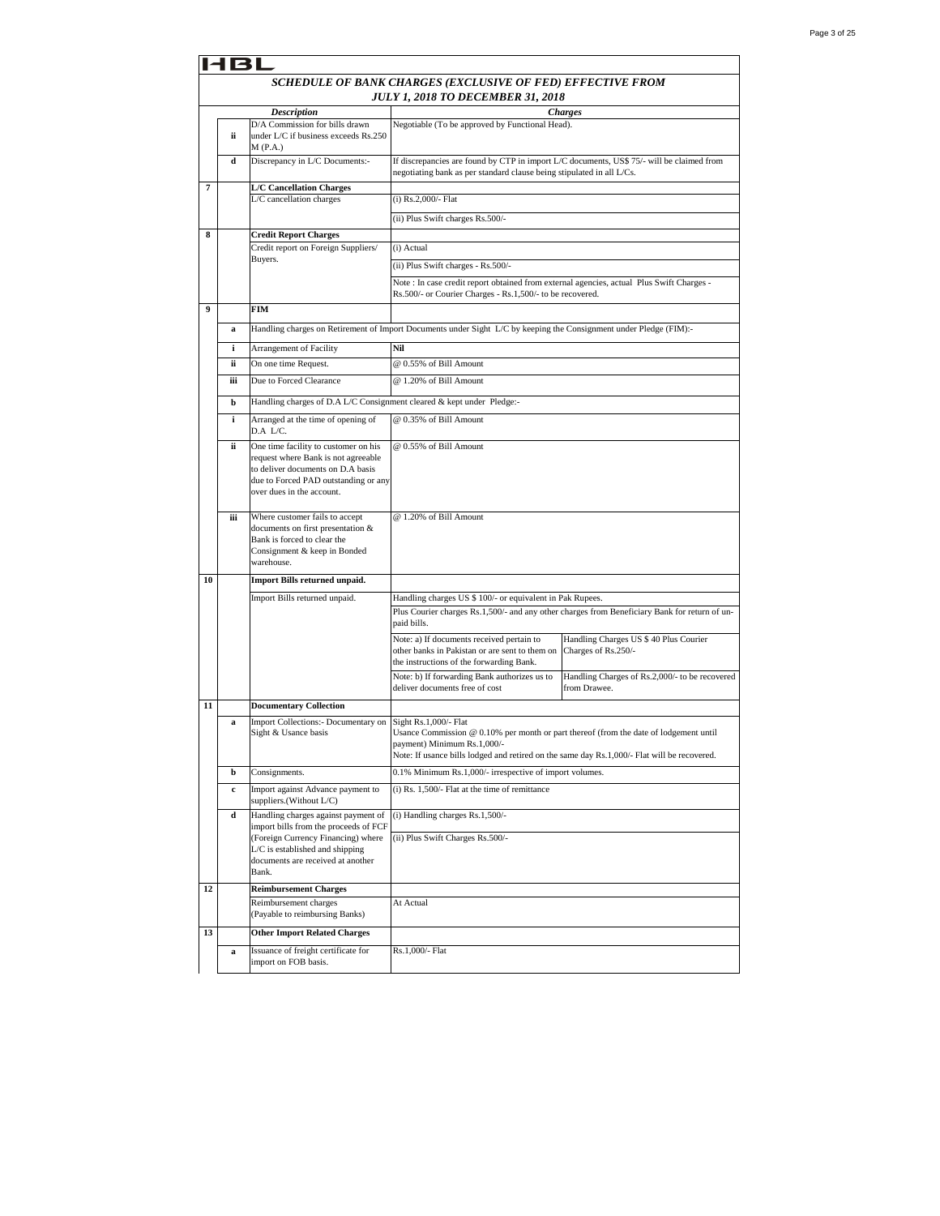HBL

## SCHEDULE OF BANK CHARGES (EXCLUSIVE OF FED) EFFECTIVE FROM JULY 1, 2018 TO DECEMBER 31, 2018

| | | Description | Charges | |
|---|---|---|---|---|
| | ii | D/A Commission for bills drawn under L/C if business exceeds Rs.250 M (P.A.) | Negotiable (To be approved by Functional Head). | |
| | d | Discrepancy in L/C Documents:- | If discrepancies are found by CTP in import L/C documents, US$ 75/- will be claimed from negotiating bank as per standard clause being stipulated in all L/Cs. | |
| 7 | | **L/C Cancellation Charges** | | |
| | | L/C cancellation charges | (i) Rs.2,000/- Flat | |
| | | | (ii) Plus Swift charges Rs.500/- | |
| 8 | | **Credit Report Charges** | | |
| | | Credit report on Foreign Suppliers/ Buyers. | (i) Actual | |
| | | | (ii) Plus Swift charges - Rs.500/- | |
| | | | Note : In case credit report obtained from external agencies, actual Plus Swift Charges - Rs.500/- or Courier Charges - Rs.1,500/- to be recovered. | |
| 9 | | **FIM** | | |
| | a | Handling charges on Retirement of Import Documents under Sight L/C by keeping the Consignment under Pledge (FIM):- | | |
| | i | Arrangement of Facility | **Nil** | |
| | ii | On one time Request. | @ 0.55% of Bill Amount | |
| | iii | Due to Forced Clearance | @ 1.20% of Bill Amount | |
| | b | Handling charges of D.A L/C Consignment cleared & kept under Pledge:- | | |
| | i | Arranged at the time of opening of D.A L/C. | @ 0.35% of Bill Amount | |
| | ii | One time facility to customer on his request where Bank is not agreeable to deliver documents on D.A basis due to Forced PAD outstanding or any over dues in the account. | @ 0.55% of Bill Amount | |
| | iii | Where customer fails to accept documents on first presentation & Bank is forced to clear the Consignment & keep in Bonded warehouse. | @ 1.20% of Bill Amount | |
| 10 | | **Import Bills returned unpaid.** | | |
| | | Import Bills returned unpaid. | Handling charges US $ 100/- or equivalent in Pak Rupees. | |
| | | | Plus Courier charges Rs.1,500/- and any other charges from Beneficiary Bank for return of un-paid bills. | |
| | | | Note: a) If documents received pertain to other banks in Pakistan or are sent to them on the instructions of the forwarding Bank. | Handling Charges US $ 40 Plus Courier Charges of Rs.250/- |
| | | | Note: b) If forwarding Bank authorizes us to deliver documents free of cost | Handling Charges of Rs.2,000/- to be recovered from Drawee. |
| 11 | | **Documentary Collection** | | |
| | a | Import Collections:- Documentary on Sight & Usance basis | Sight Rs.1,000/- Flat<br>Usance Commission @ 0.10% per month or part thereof (from the date of lodgement until payment) Minimum Rs.1,000/-<br>Note: If usance bills lodged and retired on the same day Rs.1,000/- Flat will be recovered. | |
| | b | Consignments. | 0.1% Minimum Rs.1,000/- irrespective of import volumes. | |
| | c | Import against Advance payment to suppliers.(Without L/C) | (i) Rs. 1,500/- Flat at the time of remittance | |
| | d | Handling charges against payment of import bills from the proceeds of FCF (Foreign Currency Financing) where L/C is established and shipping documents are received at another Bank. | (i) Handling charges Rs.1,500/- | |
| | | | (ii) Plus Swift Charges Rs.500/- | |
| 12 | | **Reimbursement Charges** | | |
| | | Reimbursement charges (Payable to reimbursing Banks) | At Actual | |
| 13 | | **Other Import Related Charges** | | |
| | a | Issuance of freight certificate for import on FOB basis. | Rs.1,000/- Flat | |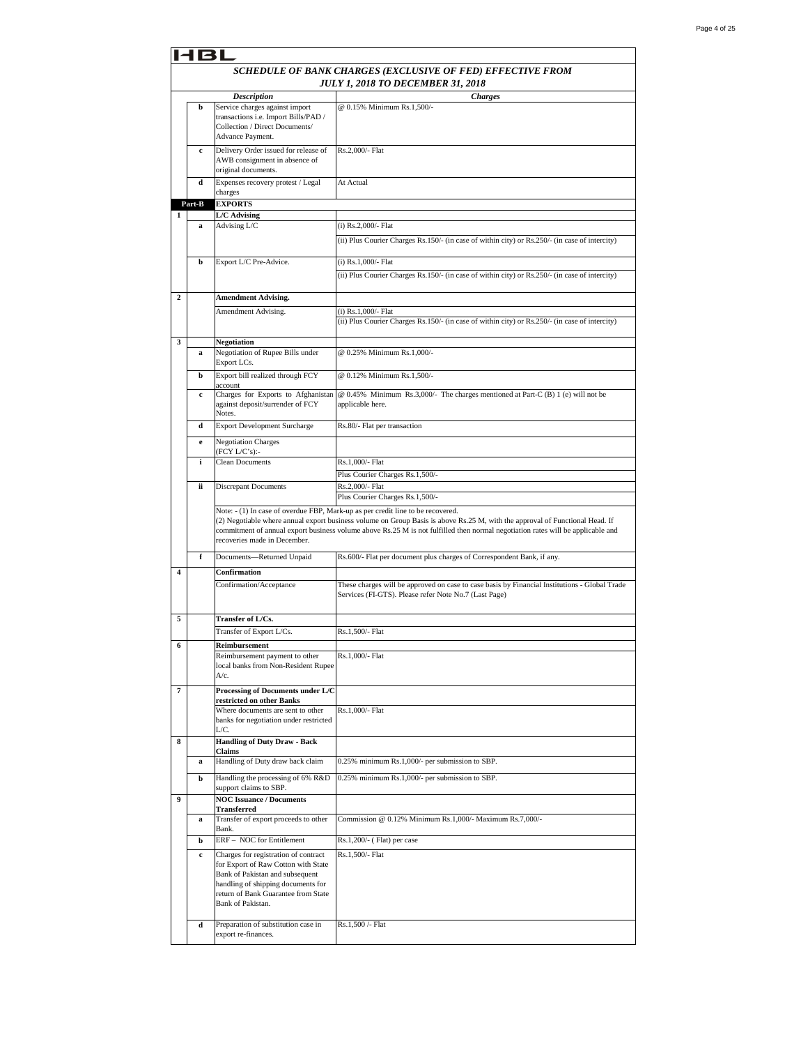HBL

**SCHEDULE OF BANK CHARGES (EXCLUSIVE OF FED) EFFECTIVE FROM JULY 1, 2018 TO DECEMBER 31, 2018**

| | | Description | Charges |
|---|---|---|---|
| | b | Service charges against import transactions i.e. Import Bills/PAD / Collection / Direct Documents/ Advance Payment. | @ 0.15% Minimum Rs.1,500/- |
| | c | Delivery Order issued for release of AWB consignment in absence of original documents. | Rs.2,000/- Flat |
| | d | Expenses recovery protest / Legal charges | At Actual |
| Part-B | | **EXPORTS** | |
| 1 | | **L/C Advising** | |
| | a | Advising L/C | (i) Rs.2,000/- Flat |
| | | | (ii) Plus Courier Charges Rs.150/- (in case of within city) or Rs.250/- (in case of intercity) |
| | b | Export L/C Pre-Advice. | (i) Rs.1,000/- Flat |
| | | | (ii) Plus Courier Charges Rs.150/- (in case of within city) or Rs.250/- (in case of intercity) |
| 2 | | **Amendment Advising.** | |
| | | Amendment Advising. | (i) Rs.1,000/- Flat<br>(ii) Plus Courier Charges Rs.150/- (in case of within city) or Rs.250/- (in case of intercity) |
| 3 | | **Negotiation** | |
| | a | Negotiation of Rupee Bills under Export LCs. | @ 0.25% Minimum Rs.1,000/- |
| | b | Export bill realized through FCY account | @ 0.12% Minimum Rs.1,500/- |
| | c | Charges for Exports to Afghanistan against deposit/surrender of FCY Notes. | @ 0.45% Minimum Rs.3,000/- The charges mentioned at Part-C (B) 1 (e) will not be applicable here. |
| | d | Export Development Surcharge | Rs.80/- Flat per transaction |
| | e | Negotiation Charges (FCY L/C's):- | |
| | i | Clean Documents | Rs.1,000/- Flat |
| | | | Plus Courier Charges Rs.1,500/- |
| | ii | Discrepant Documents | Rs.2,000/- Flat |
| | | | Plus Courier Charges Rs.1,500/- |
| | | Note: - (1) In case of overdue FBP, Mark-up as per credit line to be recovered.<br>(2) Negotiable where annual export business volume on Group Basis is above Rs.25 M, with the approval of Functional Head. If commitment of annual export business volume above Rs.25 M is not fulfilled then normal negotiation rates will be applicable and recoveries made in December. | |
| | f | Documents—Returned Unpaid | Rs.600/- Flat per document plus charges of Correspondent Bank, if any. |
| 4 | | **Confirmation** | |
| | | Confirmation/Acceptance | These charges will be approved on case to case basis by Financial Institutions - Global Trade Services (FI-GTS). Please refer Note No.7 (Last Page) |
| 5 | | **Transfer of L/Cs.** | |
| | | Transfer of Export L/Cs. | Rs.1,500/- Flat |
| 6 | | **Reimbursement** | |
| | | Reimbursement payment to other local banks from Non-Resident Rupee A/c. | Rs.1,000/- Flat |
| 7 | | **Processing of Documents under L/C restricted on other Banks** | |
| | | Where documents are sent to other banks for negotiation under restricted L/C. | Rs.1,000/- Flat |
| 8 | | **Handling of Duty Draw - Back Claims** | |
| | a | Handling of Duty draw back claim | 0.25% minimum Rs.1,000/- per submission to SBP. |
| | b | Handling the processing of 6% R&D support claims to SBP. | 0.25% minimum Rs.1,000/- per submission to SBP. |
| 9 | | **NOC Issuance / Documents Transferred** | |
| | a | Transfer of export proceeds to other Bank. | Commission @ 0.12% Minimum Rs.1,000/- Maximum Rs.7,000/- |
| | b | ERF – NOC for Entitlement | Rs.1,200/- ( Flat) per case |
| | c | Charges for registration of contract for Export of Raw Cotton with State Bank of Pakistan and subsequent handling of shipping documents for return of Bank Guarantee from State Bank of Pakistan. | Rs.1,500/- Flat |
| | d | Preparation of substitution case in export re-finances. | Rs.1,500 /- Flat |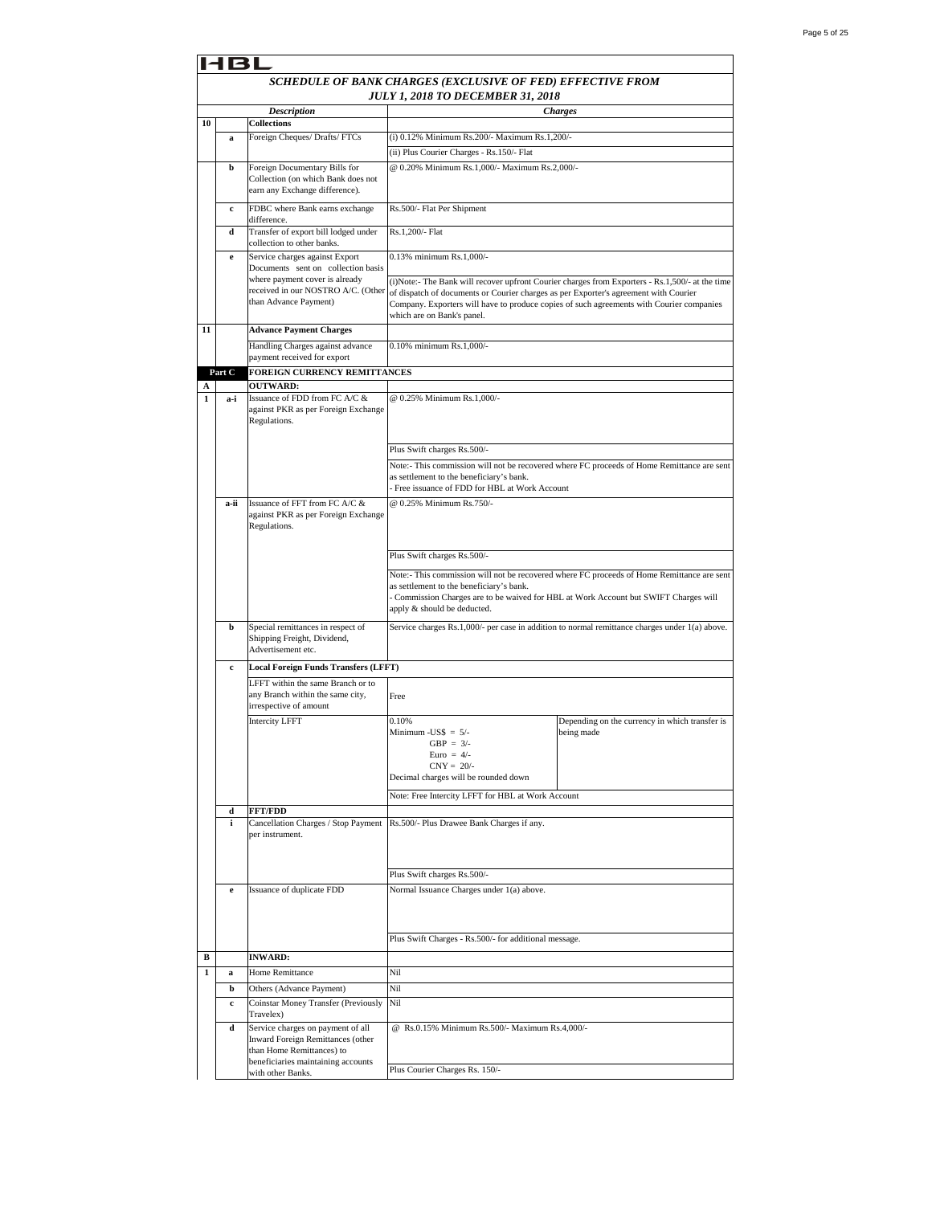# HBL

## *SCHEDULE OF BANK CHARGES (EXCLUSIVE OF FED) EFFECTIVE FROM JULY 1, 2018 TO DECEMBER 31, 2018*

| | | *Description* | *Charges* | |
|---|---|---|---|---|
| **10** | | **Collections** | | |
| | **a** | Foreign Cheques/ Drafts/ FTCs | (i) 0.12% Minimum Rs.200/- Maximum Rs.1,200/- | |
| | | | (ii) Plus Courier Charges - Rs.150/- Flat | |
| | **b** | Foreign Documentary Bills for Collection (on which Bank does not earn any Exchange difference). | @ 0.20% Minimum Rs.1,000/- Maximum Rs.2,000/- | |
| | **c** | FDBC where Bank earns exchange difference. | Rs.500/- Flat Per Shipment | |
| | **d** | Transfer of export bill lodged under collection to other banks. | Rs.1,200/- Flat | |
| | **e** | Service charges against Export Documents sent on collection basis where payment cover is already received in our NOSTRO A/C. (Other than Advance Payment) | 0.13% minimum Rs.1,000/- | |
| | | | (i)Note:- The Bank will recover upfront Courier charges from Exporters - Rs.1,500/- at the time of dispatch of documents or Courier charges as per Exporter's agreement with Courier Company. Exporters will have to produce copies of such agreements with Courier companies which are on Bank's panel. | |
| **11** | | **Advance Payment Charges** | | |
| | | Handling Charges against advance payment received for export | 0.10% minimum Rs.1,000/- | |
| **Part C** | | **FOREIGN CURRENCY REMITTANCES** | | |
| **A** | | **OUTWARD:** | | |
| **1** | **a-i** | Issuance of FDD from FC A/C & against PKR as per Foreign Exchange Regulations. | @ 0.25% Minimum Rs.1,000/- | |
| | | | Plus Swift charges Rs.500/- | |
| | | | Note:- This commission will not be recovered where FC proceeds of Home Remittance are sent as settlement to the beneficiary's bank.<br>- Free issuance of FDD for HBL at Work Account | |
| | **a-ii** | Issuance of FFT from FC A/C & against PKR as per Foreign Exchange Regulations. | @ 0.25% Minimum Rs.750/- | |
| | | | Plus Swift charges Rs.500/- | |
| | | | Note:- This commission will not be recovered where FC proceeds of Home Remittance are sent as settlement to the beneficiary's bank.<br>- Commission Charges are to be waived for HBL at Work Account but SWIFT Charges will apply & should be deducted. | |
| | **b** | Special remittances in respect of Shipping Freight, Dividend, Advertisement etc. | Service charges Rs.1,000/- per case in addition to normal remittance charges under 1(a) above. | |
| | **c** | **Local Foreign Funds Transfers (LFFT)** | | |
| | | LFFT within the same Branch or to any Branch within the same city, irrespective of amount | Free | |
| | | Intercity LFFT | 0.10%<br>Minimum -US$ = 5/-<br>GBP = 3/-<br>Euro = 4/-<br>CNY = 20/-<br>Decimal charges will be rounded down | Depending on the currency in which transfer is being made |
| | | | Note: Free Intercity LFFT for HBL at Work Account | |
| | **d** | **FFT/FDD** | | |
| | **i** | Cancellation Charges / Stop Payment per instrument. | Rs.500/- Plus Drawee Bank Charges if any. | |
| | | | Plus Swift charges Rs.500/- | |
| | **e** | Issuance of duplicate FDD | Normal Issuance Charges under 1(a) above. | |
| | | | Plus Swift Charges - Rs.500/- for additional message. | |
| **B** | | **INWARD:** | | |
| **1** | **a** | Home Remittance | Nil | |
| | **b** | Others (Advance Payment) | Nil | |
| | **c** | Coinstar Money Transfer (Previously Travelex) | Nil | |
| | **d** | Service charges on payment of all Inward Foreign Remittances (other than Home Remittances) to beneficiaries maintaining accounts with other Banks. | @ Rs.0.15% Minimum Rs.500/- Maximum Rs.4,000/- | |
| | | | Plus Courier Charges Rs. 150/- | |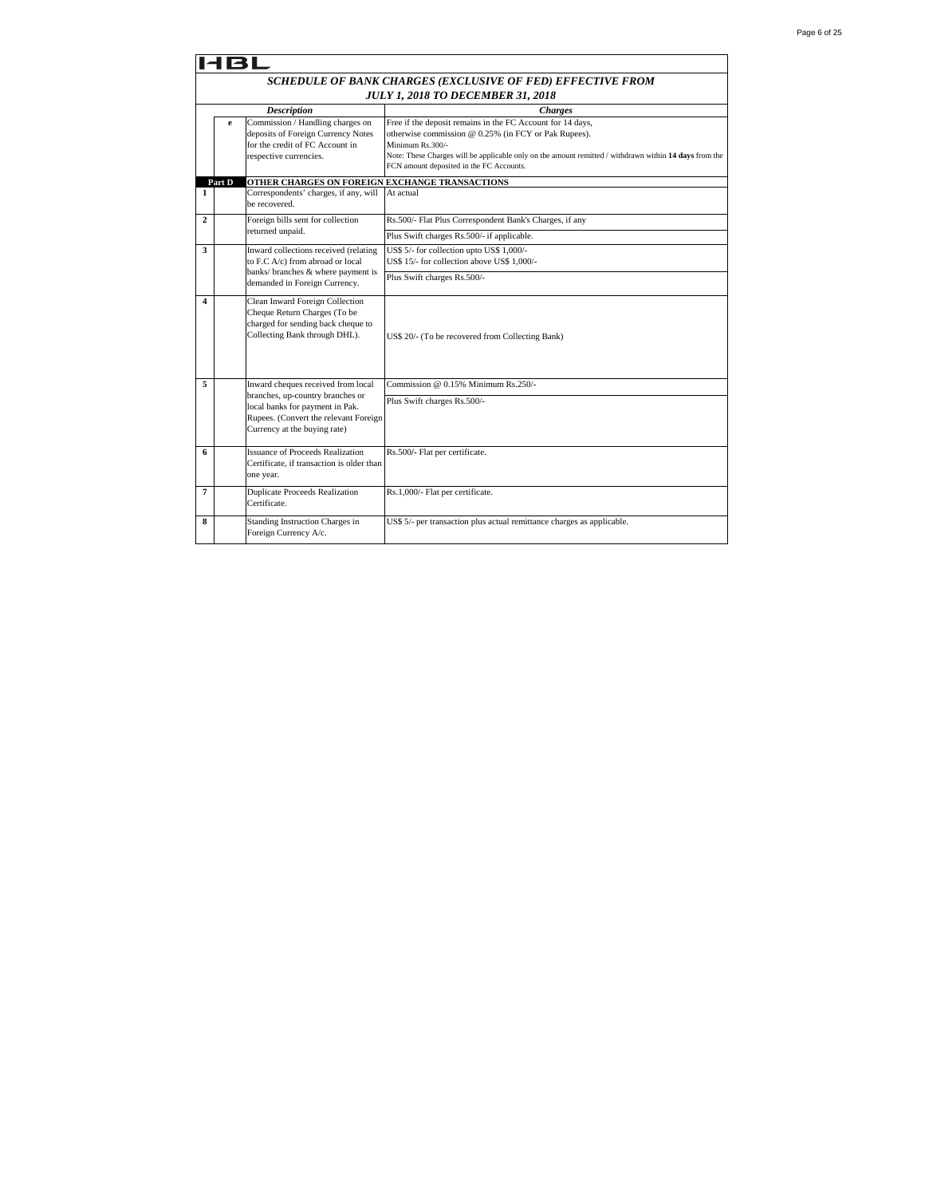# HBL

## *SCHEDULE OF BANK CHARGES (EXCLUSIVE OF FED) EFFECTIVE FROM JULY 1, 2018 TO DECEMBER 31, 2018*

| | | *Description* | *Charges* |
|---|---|---|---|
| | **e** | Commission / Handling charges on deposits of Foreign Currency Notes for the credit of FC Account in respective currencies. | Free if the deposit remains in the FC Account for 14 days, otherwise commission @ 0.25% (in FCY or Pak Rupees). Minimum Rs.300/- Note: These Charges will be applicable only on the amount remitted / withdrawn within **14 days** from the FCN amount deposited in the FC Accounts. |
| **Part D** | | **OTHER CHARGES ON FOREIGN EXCHANGE TRANSACTIONS** | |
| **1** | | Correspondents' charges, if any, will be recovered. | At actual |
| **2** | | Foreign bills sent for collection returned unpaid. | Rs.500/- Flat Plus Correspondent Bank's Charges, if any |
| | | | Plus Swift charges Rs.500/- if applicable. |
| **3** | | Inward collections received (relating to F.C A/c) from abroad or local banks/ branches & where payment is demanded in Foreign Currency. | US$ 5/- for collection upto US$ 1,000/- US$ 15/- for collection above US$ 1,000/- |
| | | | Plus Swift charges Rs.500/- |
| **4** | | Clean Inward Foreign Collection Cheque Return Charges (To be charged for sending back cheque to Collecting Bank through DHL). | US$ 20/- (To be recovered from Collecting Bank) |
| **5** | | Inward cheques received from local branches, up-country branches or local banks for payment in Pak. Rupees. (Convert the relevant Foreign Currency at the buying rate) | Commission @ 0.15% Minimum Rs.250/- |
| | | | Plus Swift charges Rs.500/- |
| **6** | | Issuance of Proceeds Realization Certificate, if transaction is older than one year. | Rs.500/- Flat per certificate. |
| **7** | | Duplicate Proceeds Realization Certificate. | Rs.1,000/- Flat per certificate. |
| **8** | | Standing Instruction Charges in Foreign Currency A/c. | US$ 5/- per transaction plus actual remittance charges as applicable. |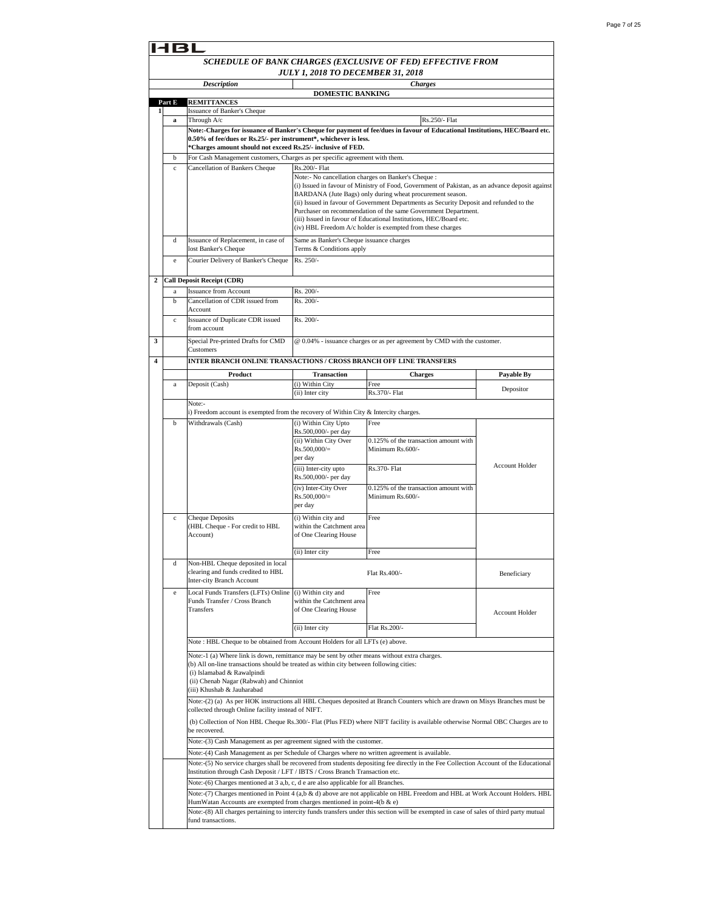HBL

## *SCHEDULE OF BANK CHARGES (EXCLUSIVE OF FED) EFFECTIVE FROM JULY 1, 2018 TO DECEMBER 31, 2018*

| | | *Description* | *Charges* |
|---|---|---|---|
| | | | **DOMESTIC BANKING** |
| | **Part E** | **REMITTANCES** | |
| **1** | | Issuance of Banker's Cheque | |
| | **a** | Through A/c | Rs.250/- Flat |
| | | **Note:-Charges for issuance of Banker's Cheque for payment of fee/dues in favour of Educational Institutions, HEC/Board etc. 0.50% of fee/dues or Rs.25/- per instrument\*, whichever is less. \*Charges amount should not exceed Rs.25/- inclusive of FED.** | |
| | b | For Cash Management customers, Charges as per specific agreement with them. | |
| | c | Cancellation of Bankers Cheque | Rs.200/- Flat<br>Note:- No cancellation charges on Banker's Cheque :<br>(i) Issued in favour of Ministry of Food, Government of Pakistan, as an advance deposit against BARDANA (Jute Bags) only during wheat procurement season.<br>(ii) Issued in favour of Government Departments as Security Deposit and refunded to the Purchaser on recommendation of the same Government Department.<br>(iii) Issued in favour of Educational Institutions, HEC/Board etc.<br>(iv) HBL Freedom A/c holder is exempted from these charges |
| | d | Issuance of Replacement, in case of lost Banker's Cheque | Same as Banker's Cheque issuance charges<br>Terms & Conditions apply |
| | e | Courier Delivery of Banker's Cheque | Rs. 250/- |
| **2** | | **Call Deposit Receipt (CDR)** | |
| | a | Issuance from Account | Rs. 200/- |
| | b | Cancellation of CDR issued from Account | Rs. 200/- |
| | c | Issuance of Duplicate CDR issued from account | Rs. 200/- |
| **3** | | Special Pre-printed Drafts for CMD Customers | @ 0.04% - issuance charges or as per agreement by CMD with the customer. |

**4 INTER BRANCH ONLINE TRANSACTIONS / CROSS BRANCH OFF LINE TRANSFERS**

| | Product | Transaction | Charges | Payable By |
|---|---|---|---|---|
| a | Deposit (Cash) | (i) Within City | Free | Depositor |
| | | (ii) Inter city | Rs.370/- Flat | |
| | Note:-<br>i) Freedom account is exempted from the recovery of Within City & Intercity charges. | | | |
| b | Withdrawals (Cash) | (i) Within City Upto Rs.500,000/- per day | Free | Account Holder |
| | | (ii) Within City Over Rs.500,000/= per day | 0.125% of the transaction amount with Minimum Rs.600/- | |
| | | (iii) Inter-city upto Rs.500,000/- per day | Rs.370- Flat | |
| | | (iv) Inter-City Over Rs.500,000/= per day | 0.125% of the transaction amount with Minimum Rs.600/- | |
| c | Cheque Deposits (HBL Cheque - For credit to HBL Account) | (i) Within city and within the Catchment area of One Clearing House | Free | |
| | | (ii) Inter city | Free | |
| d | Non-HBL Cheque deposited in local clearing and funds credited to HBL Inter-city Branch Account | | Flat Rs.400/- | Beneficiary |
| e | Local Funds Transfers (LFTs) Online Funds Transfer / Cross Branch Transfers | (i) Within city and within the Catchment area of One Clearing House | Free | Account Holder |
| | | (ii) Inter city | Flat Rs.200/- | |

Note : HBL Cheque to be obtained from Account Holders for all LFTs (e) above.

Note:-1 (a) Where link is down, remittance may be sent by other means without extra charges.
(b) All on-line transactions should be treated as within city between following cities:
(i) Islamabad & Rawalpindi
(ii) Chenab Nagar (Rabwah) and Chinniot
(iii) Khushab & Jauharabad

Note:-(2) (a) As per HOK instructions all HBL Cheques deposited at Branch Counters which are drawn on Misys Branches must be collected through Online facility instead of NIFT.

(b) Collection of Non HBL Cheque Rs.300/- Flat (Plus FED) where NIFT facility is available otherwise Normal OBC Charges are to be recovered.

Note:-(3) Cash Management as per agreement signed with the customer.

Note:-(4) Cash Management as per Schedule of Charges where no written agreement is available.

Note:-(5) No service charges shall be recovered from students depositing fee directly in the Fee Collection Account of the Educational Institution through Cash Deposit / LFT / IBTS / Cross Branch Transaction etc.

Note:-(6) Charges mentioned at 3 a,b, c, d e are also applicable for all Branches.

Note:-(7) Charges mentioned in Point 4 (a,b & d) above are not applicable on HBL Freedom and HBL at Work Account Holders. HBL HumWatan Accounts are exempted from charges mentioned in point-4(b & e)

Note:-(8) All charges pertaining to intercity funds transfers under this section will be exempted in case of sales of third party mutual fund transactions.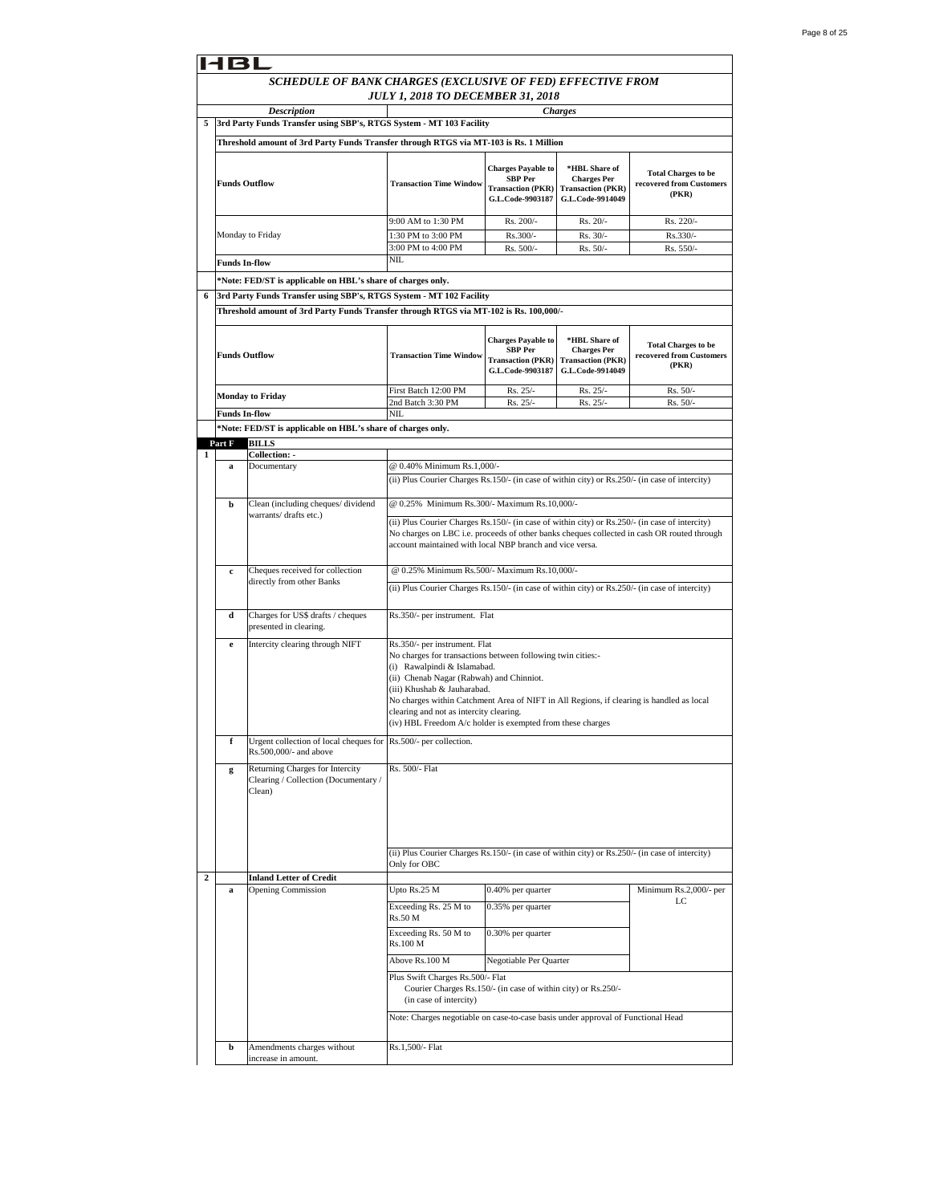HBL

## SCHEDULE OF BANK CHARGES (EXCLUSIVE OF FED) EFFECTIVE FROM JULY 1, 2018 TO DECEMBER 31, 2018

| | | Description | Charges | | | |
|---|---|---|---|---|---|---|
| 5 | | **3rd Party Funds Transfer using SBP's, RTGS System - MT 103 Facility** | | | | |
| | | **Threshold amount of 3rd Party Funds Transfer through RTGS via MT-103 is Rs. 1 Million** | | | | |
| | | **Funds Outflow** | **Transaction Time Window** | **Charges Payable to SBP Per Transaction (PKR) G.L.Code-9903187** | **\*HBL Share of Charges Per Transaction (PKR) G.L.Code-9914049** | **Total Charges to be recovered from Customers (PKR)** |
| | | Monday to Friday | 9:00 AM to 1:30 PM | Rs. 200/- | Rs. 20/- | Rs. 220/- |
| | | | 1:30 PM to 3:00 PM | Rs.300/- | Rs. 30/- | Rs.330/- |
| | | | 3:00 PM to 4:00 PM | Rs. 500/- | Rs. 50/- | Rs. 550/- |
| | | **Funds In-flow** | NIL | | | |
| | | **\*Note: FED/ST is applicable on HBL's share of charges only.** | | | | |
| 6 | | **3rd Party Funds Transfer using SBP's, RTGS System - MT 102 Facility** | | | | |
| | | **Threshold amount of 3rd Party Funds Transfer through RTGS via MT-102 is Rs. 100,000/-** | | | | |
| | | **Funds Outflow** | **Transaction Time Window** | **Charges Payable to SBP Per Transaction (PKR) G.L.Code-9903187** | **\*HBL Share of Charges Per Transaction (PKR) G.L.Code-9914049** | **Total Charges to be recovered from Customers (PKR)** |
| | | **Monday to Friday** | First Batch 12:00 PM | Rs. 25/- | Rs. 25/- | Rs. 50/- |
| | | | 2nd Batch 3:30 PM | Rs. 25/- | Rs. 25/- | Rs. 50/- |
| | | **Funds In-flow** | NIL | | | |
| | | **\*Note: FED/ST is applicable on HBL's share of charges only.** | | | | |
| **Part F** | | **BILLS** | | | | |
| 1 | | **Collection: -** | | | | |
| | a | Documentary | @ 0.40% Minimum Rs.1,000/-<br>(ii) Plus Courier Charges Rs.150/- (in case of within city) or Rs.250/- (in case of intercity) | | | |
| | b | Clean (including cheques/ dividend warrants/ drafts etc.) | @ 0.25% Minimum Rs.300/- Maximum Rs.10,000/-<br>(ii) Plus Courier Charges Rs.150/- (in case of within city) or Rs.250/- (in case of intercity)<br>No charges on LBC i.e. proceeds of other banks cheques collected in cash OR routed through account maintained with local NBP branch and vice versa. | | | |
| | c | Cheques received for collection directly from other Banks | @ 0.25% Minimum Rs.500/- Maximum Rs.10,000/-<br>(ii) Plus Courier Charges Rs.150/- (in case of within city) or Rs.250/- (in case of intercity) | | | |
| | d | Charges for US$ drafts / cheques presented in clearing. | Rs.350/- per instrument. Flat | | | |
| | e | Intercity clearing through NIFT | Rs.350/- per instrument. Flat<br>No charges for transactions between following twin cities:-<br>(i) Rawalpindi & Islamabad.<br>(ii) Chenab Nagar (Rabwah) and Chinniot.<br>(iii) Khushab & Jauharabad.<br>No charges within Catchment Area of NIFT in All Regions, if clearing is handled as local clearing and not as intercity clearing.<br>(iv) HBL Freedom A/c holder is exempted from these charges | | | |
| | f | Urgent collection of local cheques for Rs.500,000/- and above | Rs.500/- per collection. | | | |
| | g | Returning Charges for Intercity Clearing / Collection (Documentary / Clean) | Rs. 500/- Flat<br>(ii) Plus Courier Charges Rs.150/- (in case of within city) or Rs.250/- (in case of intercity)<br>Only for OBC | | | |
| 2 | | **Inland Letter of Credit** | | | | |
| | a | Opening Commission | Upto Rs.25 M | 0.40% per quarter | | Minimum Rs.2,000/- per LC |
| | | | Exceeding Rs. 25 M to Rs.50 M | 0.35% per quarter | | |
| | | | Exceeding Rs. 50 M to Rs.100 M | 0.30% per quarter | | |
| | | | Above Rs.100 M | Negotiable Per Quarter | | |
| | | | Plus Swift Charges Rs.500/- Flat<br>Courier Charges Rs.150/- (in case of within city) or Rs.250/- (in case of intercity) | | | |
| | | | Note: Charges negotiable on case-to-case basis under approval of Functional Head | | | |
| | b | Amendments charges without increase in amount. | Rs.1,500/- Flat | | | |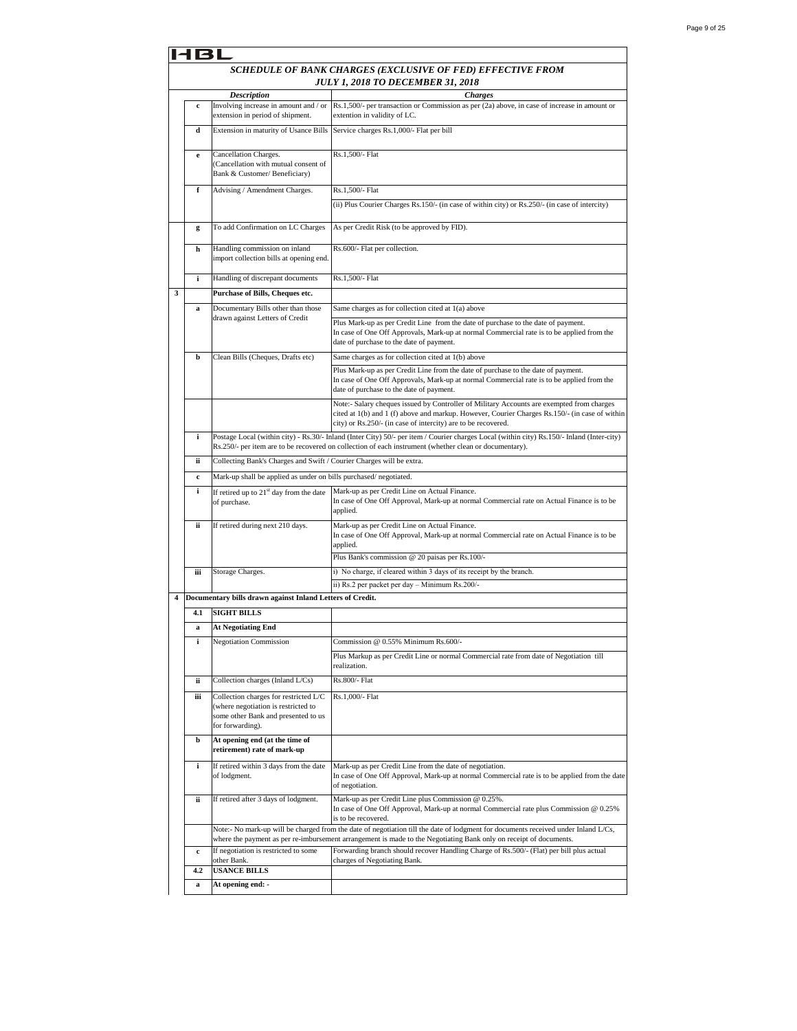HBL

## *SCHEDULE OF BANK CHARGES (EXCLUSIVE OF FED) EFFECTIVE FROM JULY 1, 2018 TO DECEMBER 31, 2018*

| | | *Description* | *Charges* |
|---|---|---|---|
| | c | Involving increase in amount and / or extension in period of shipment. | Rs.1,500/- per transaction or Commission as per (2a) above, in case of increase in amount or extention in validity of LC. |
| | d | Extension in maturity of Usance Bills | Service charges Rs.1,000/- Flat per bill |
| | e | Cancellation Charges. (Cancellation with mutual consent of Bank & Customer/ Beneficiary) | Rs.1,500/- Flat |
| | f | Advising / Amendment Charges. | Rs.1,500/- Flat |
| | | | (ii) Plus Courier Charges Rs.150/- (in case of within city) or Rs.250/- (in case of intercity) |
| | g | To add Confirmation on LC Charges | As per Credit Risk (to be approved by FID). |
| | h | Handling commission on inland import collection bills at opening end. | Rs.600/- Flat per collection. |
| | i | Handling of discrepant documents | Rs.1,500/- Flat |
| 3 | | **Purchase of Bills, Cheques etc.** | |
| | a | Documentary Bills other than those drawn against Letters of Credit | Same charges as for collection cited at 1(a) above |
| | | | Plus Mark-up as per Credit Line from the date of purchase to the date of payment. In case of One Off Approvals, Mark-up at normal Commercial rate is to be applied from the date of purchase to the date of payment. |
| | b | Clean Bills (Cheques, Drafts etc) | Same charges as for collection cited at 1(b) above |
| | | | Plus Mark-up as per Credit Line from the date of purchase to the date of payment. In case of One Off Approvals, Mark-up at normal Commercial rate is to be applied from the date of purchase to the date of payment. |
| | | | Note:- Salary cheques issued by Controller of Military Accounts are exempted from charges cited at 1(b) and 1 (f) above and markup. However, Courier Charges Rs.150/- (in case of within city) or Rs.250/- (in case of intercity) are to be recovered. |
| | i | Postage Local (within city) - Rs.30/- Inland (Inter City) 50/- per item / Courier charges Local (within city) Rs.150/- Inland (Inter-city) Rs.250/- per item are to be recovered on collection of each instrument (whether clean or documentary). | |
| | ii | Collecting Bank's Charges and Swift / Courier Charges will be extra. | |
| | c | Mark-up shall be applied as under on bills purchased/ negotiated. | |
| | i | If retired up to 21st day from the date of purchase. | Mark-up as per Credit Line on Actual Finance. In case of One Off Approval, Mark-up at normal Commercial rate on Actual Finance is to be applied. |
| | ii | If retired during next 210 days. | Mark-up as per Credit Line on Actual Finance. In case of One Off Approval, Mark-up at normal Commercial rate on Actual Finance is to be applied. |
| | | | Plus Bank's commission @ 20 paisas per Rs.100/- |
| | iii | Storage Charges. | i) No charge, if cleared within 3 days of its receipt by the branch. |
| | | | ii) Rs.2 per packet per day – Minimum Rs.200/- |
| 4 | | **Documentary bills drawn against Inland Letters of Credit.** | |
| | 4.1 | **SIGHT BILLS** | |
| | a | **At Negotiating End** | |
| | i | Negotiation Commission | Commission @ 0.55% Minimum Rs.600/- |
| | | | Plus Markup as per Credit Line or normal Commercial rate from date of Negotiation till realization. |
| | ii | Collection charges (Inland L/Cs) | Rs.800/- Flat |
| | iii | Collection charges for restricted L/C (where negotiation is restricted to some other Bank and presented to us for forwarding). | Rs.1,000/- Flat |
| | b | **At opening end (at the time of retirement) rate of mark-up** | |
| | i | If retired within 3 days from the date of lodgment. | Mark-up as per Credit Line from the date of negotiation. In case of One Off Approval, Mark-up at normal Commercial rate is to be applied from the date of negotiation. |
| | ii | If retired after 3 days of lodgment. | Mark-up as per Credit Line plus Commission @ 0.25%. In case of One Off Approval, Mark-up at normal Commercial rate plus Commission @ 0.25% is to be recovered. |
| | | Note:- No mark-up will be charged from the date of negotiation till the date of lodgment for documents received under Inland L/Cs, where the payment as per re-imbursement arrangement is made to the Negotiating Bank only on receipt of documents. | |
| | c | If negotiation is restricted to some other Bank. | Forwarding branch should recover Handling Charge of Rs.500/- (Flat) per bill plus actual charges of Negotiating Bank. |
| | 4.2 | **USANCE BILLS** | |
| | a | **At opening end: -** | |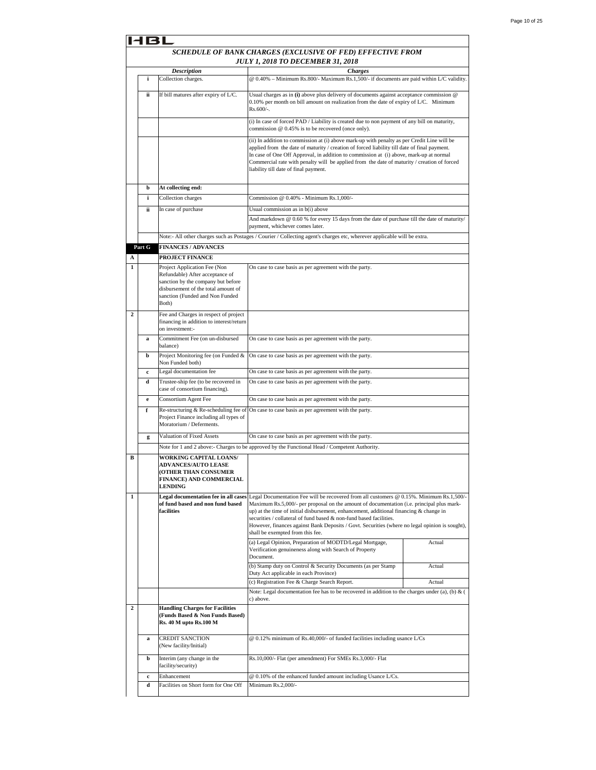HBL

## SCHEDULE OF BANK CHARGES (EXCLUSIVE OF FED) EFFECTIVE FROM JULY 1, 2018 TO DECEMBER 31, 2018

| | | Description | Charges | |
|---|---|---|---|---|
| | i | Collection charges. | @ 0.40% – Minimum Rs.800/- Maximum Rs.1,500/- if documents are paid within L/C validity. | |
| | ii | If bill matures after expiry of L/C. | Usual charges as in **(i)** above plus delivery of documents against acceptance commission @ 0.10% per month on bill amount on realization from the date of expiry of L/C. Minimum Rs.600/-. | |
| | | | (i) In case of forced PAD / Liability is created due to non payment of any bill on maturity, commission @ 0.45% is to be recovered (once only). | |
| | | | (ii) In addition to commission at (i) above mark-up with penalty as per Credit Line will be applied from the date of maturity / creation of forced liability till date of final payment. In case of One Off Approval, in addition to commission at (i) above, mark-up at normal Commercial rate with penalty will be applied from the date of maturity / creation of forced liability till date of final payment. | |
| | b | **At collecting end:** | | |
| | i | Collection charges | Commission @ 0.40% - Minimum Rs.1,000/- | |
| | ii | In case of purchase | Usual commission as in b(i) above | |
| | | | And markdown @ 0.60 % for every 15 days from the date of purchase till the date of maturity/ payment, whichever comes later. | |
| | | | Note:- All other charges such as Postages / Courier / Collecting agent's charges etc, wherever applicable will be extra. | |
| **Part G** | | **FINANCES / ADVANCES** | | |
| **A** | | **PROJECT FINANCE** | | |
| **1** | | Project Application Fee (Non Refundable) After acceptance of sanction by the company but before disbursement of the total amount of sanction (Funded and Non Funded Both) | On case to case basis as per agreement with the party. | |
| **2** | | Fee and Charges in respect of project financing in addition to interest/return on investment:- | | |
| | a | Commitment Fee (on un-disbursed balance) | On case to case basis as per agreement with the party. | |
| | b | Project Monitoring fee (on Funded & Non Funded both) | On case to case basis as per agreement with the party. | |
| | c | Legal documentation fee | On case to case basis as per agreement with the party. | |
| | d | Trustee-ship fee (to be recovered in case of consortium financing). | On case to case basis as per agreement with the party. | |
| | e | Consortium Agent Fee | On case to case basis as per agreement with the party. | |
| | f | Re-structuring & Re-scheduling fee of Project Finance including all types of Moratorium / Deferments. | On case to case basis as per agreement with the party. | |
| | g | Valuation of Fixed Assets | On case to case basis as per agreement with the party. | |
| | | | Note for 1 and 2 above:- Charges to be approved by the Functional Head / Competent Authority. | |
| **B** | | **WORKING CAPITAL LOANS/ ADVANCES/AUTO LEASE (OTHER THAN CONSUMER FINANCE) AND COMMERCIAL LENDING** | | |
| **1** | | **Legal documentation fee in all cases of fund based and non fund based facilities** | Legal Documentation Fee will be recovered from all customers @ 0.15%. Minimum Rs.1,500/- Maximum Rs.5,000/- per proposal on the amount of documentation (i.e. principal plus mark-up) at the time of initial disbursement, enhancement, additional financing & change in securities / collateral of fund based & non-fund based facilities. However, finances against Bank Deposits / Govt. Securities (where no legal opinion is sought), shall be exempted from this fee. | |
| | | | (a) Legal Opinion, Preparation of MODTD/Legal Mortgage, Verification genuineness along with Search of Property Document. | Actual |
| | | | (b) Stamp duty on Control & Security Documents (as per Stamp Duty Act applicable in each Province) | Actual |
| | | | (c) Registration Fee & Charge Search Report. | Actual |
| | | | Note: Legal documentation fee has to be recovered in addition to the charges under (a), (b) & (c) above. | |
| **2** | | **Handling Charges for Facilities (Funds Based & Non Funds Based) Rs. 40 M upto Rs.100 M** | | |
| | a | CREDIT SANCTION (New facility/Initial) | @ 0.12% minimum of Rs.40,000/- of funded facilities including usance L/Cs | |
| | b | Interim (any change in the facility/security) | Rs.10,000/- Flat (per amendment) For SMEs Rs.3,000/- Flat | |
| | c | Enhancement | @ 0.10% of the enhanced funded amount including Usance L/Cs. | |
| | d | Facilities on Short form for One Off | Minimum Rs.2,000/- | |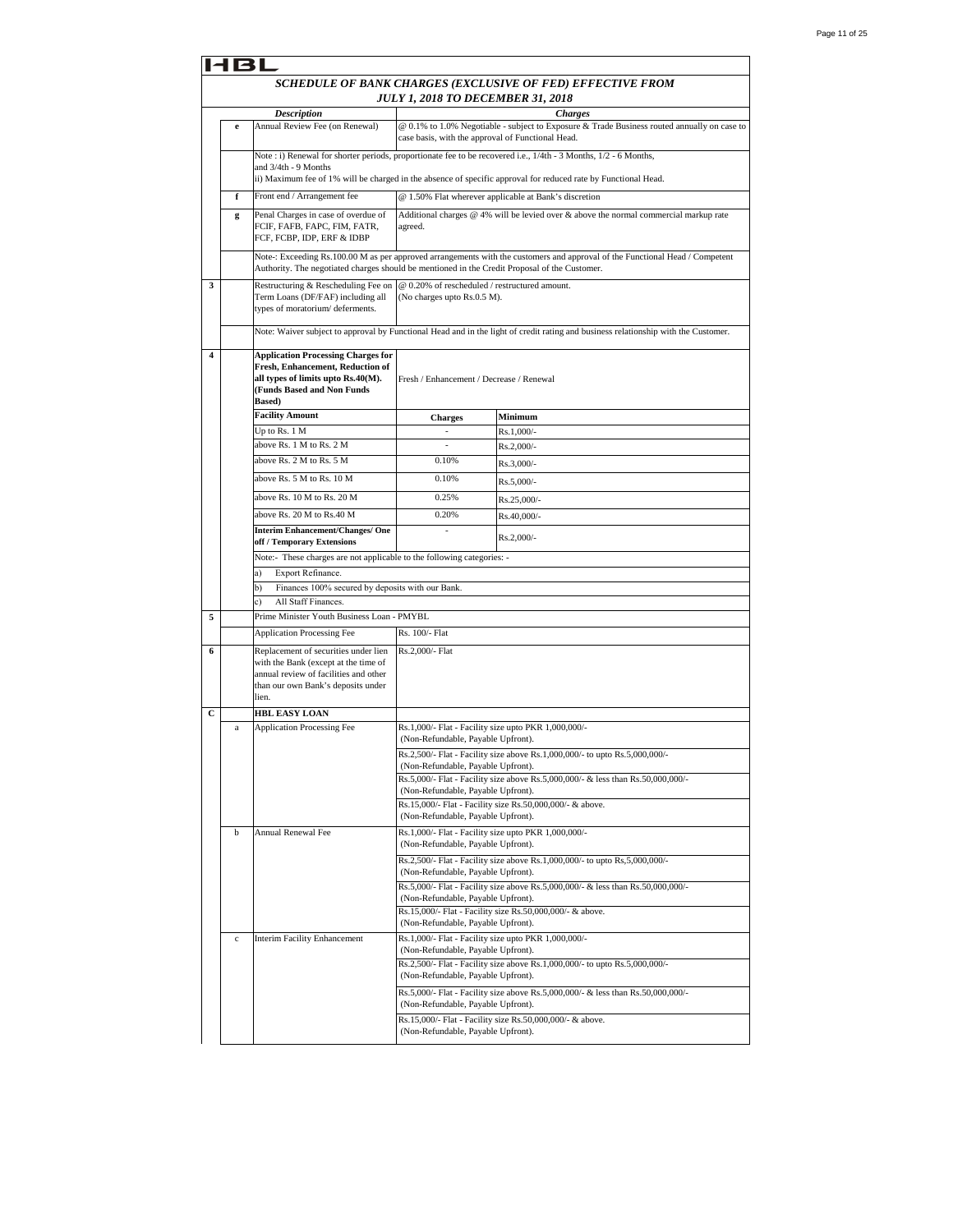HBL

## SCHEDULE OF BANK CHARGES (EXCLUSIVE OF FED) EFFECTIVE FROM JULY 1, 2018 TO DECEMBER 31, 2018

| | | *Description* | *Charges* | |
|---|---|---|---|---|
| | e | Annual Review Fee (on Renewal) | @ 0.1% to 1.0% Negotiable - subject to Exposure & Trade Business routed annually on case to case basis, with the approval of Functional Head. | |
| | | Note : i) Renewal for shorter periods, proportionate fee to be recovered i.e., 1/4th - 3 Months, 1/2 - 6 Months, and 3/4th - 9 Months<br>ii) Maximum fee of 1% will be charged in the absence of specific approval for reduced rate by Functional Head. | | |
| | f | Front end / Arrangement fee | @ 1.50% Flat wherever applicable at Bank's discretion | |
| | g | Penal Charges in case of overdue of FCIF, FAFB, FAPC, FIM, FATR, FCF, FCBP, IDP, ERF & IDBP | Additional charges @ 4% will be levied over & above the normal commercial markup rate agreed. | |
| | | Note-: Exceeding Rs.100.00 M as per approved arrangements with the customers and approval of the Functional Head / Competent Authority. The negotiated charges should be mentioned in the Credit Proposal of the Customer. | | |
| 3 | | Restructuring & Rescheduling Fee on Term Loans (DF/FAF) including all types of moratorium/ deferments. | @ 0.20% of rescheduled / restructured amount.<br>(No charges upto Rs.0.5 M). | |
| | | Note: Waiver subject to approval by Functional Head and in the light of credit rating and business relationship with the Customer. | | |
| 4 | | **Application Processing Charges for Fresh, Enhancement, Reduction of all types of limits upto Rs.40(M). (Funds Based and Non Funds Based)** | Fresh / Enhancement / Decrease / Renewal | |
| | | **Facility Amount** | **Charges** | **Minimum** |
| | | Up to Rs. 1 M | - | Rs.1,000/- |
| | | above Rs. 1 M to Rs. 2 M | - | Rs.2,000/- |
| | | above Rs. 2 M to Rs. 5 M | 0.10% | Rs.3,000/- |
| | | above Rs. 5 M to Rs. 10 M | 0.10% | Rs.5,000/- |
| | | above Rs. 10 M to Rs. 20 M | 0.25% | Rs.25,000/- |
| | | above Rs. 20 M to Rs.40 M | 0.20% | Rs.40,000/- |
| | | **Interim Enhancement/Changes/ One off / Temporary Extensions** | - | Rs.2,000/- |
| | | Note:- These charges are not applicable to the following categories: - | | |
| | | a) Export Refinance. | | |
| | | b) Finances 100% secured by deposits with our Bank. | | |
| | | c) All Staff Finances. | | |
| 5 | | Prime Minister Youth Business Loan - PMYBL | | |
| | | Application Processing Fee | Rs. 100/- Flat | |
| 6 | | Replacement of securities under lien with the Bank (except at the time of annual review of facilities and other than our own Bank's deposits under lien. | Rs.2,000/- Flat | |
| C | | **HBL EASY LOAN** | | |
| | a | Application Processing Fee | Rs.1,000/- Flat - Facility size upto PKR 1,000,000/-<br>(Non-Refundable, Payable Upfront). | |
| | | | Rs.2,500/- Flat - Facility size above Rs.1,000,000/- to upto Rs.5,000,000/-<br>(Non-Refundable, Payable Upfront). | |
| | | | Rs.5,000/- Flat - Facility size above Rs.5,000,000/- & less than Rs.50,000,000/-<br>(Non-Refundable, Payable Upfront). | |
| | | | Rs.15,000/- Flat - Facility size Rs.50,000,000/- & above.<br>(Non-Refundable, Payable Upfront). | |
| | b | Annual Renewal Fee | Rs.1,000/- Flat - Facility size upto PKR 1,000,000/-<br>(Non-Refundable, Payable Upfront). | |
| | | | Rs.2,500/- Flat - Facility size above Rs.1,000,000/- to upto Rs,5,000,000/-<br>(Non-Refundable, Payable Upfront). | |
| | | | Rs.5,000/- Flat - Facility size above Rs.5,000,000/- & less than Rs.50,000,000/-<br>(Non-Refundable, Payable Upfront). | |
| | | | Rs.15,000/- Flat - Facility size Rs.50,000,000/- & above.<br>(Non-Refundable, Payable Upfront). | |
| | c | Interim Facility Enhancement | Rs.1,000/- Flat - Facility size upto PKR 1,000,000/-<br>(Non-Refundable, Payable Upfront). | |
| | | | Rs.2,500/- Flat - Facility size above Rs.1,000,000/- to upto Rs.5,000,000/-<br>(Non-Refundable, Payable Upfront). | |
| | | | Rs.5,000/- Flat - Facility size above Rs.5,000,000/- & less than Rs.50,000,000/-<br>(Non-Refundable, Payable Upfront). | |
| | | | Rs.15,000/- Flat - Facility size Rs.50,000,000/- & above.<br>(Non-Refundable, Payable Upfront). | |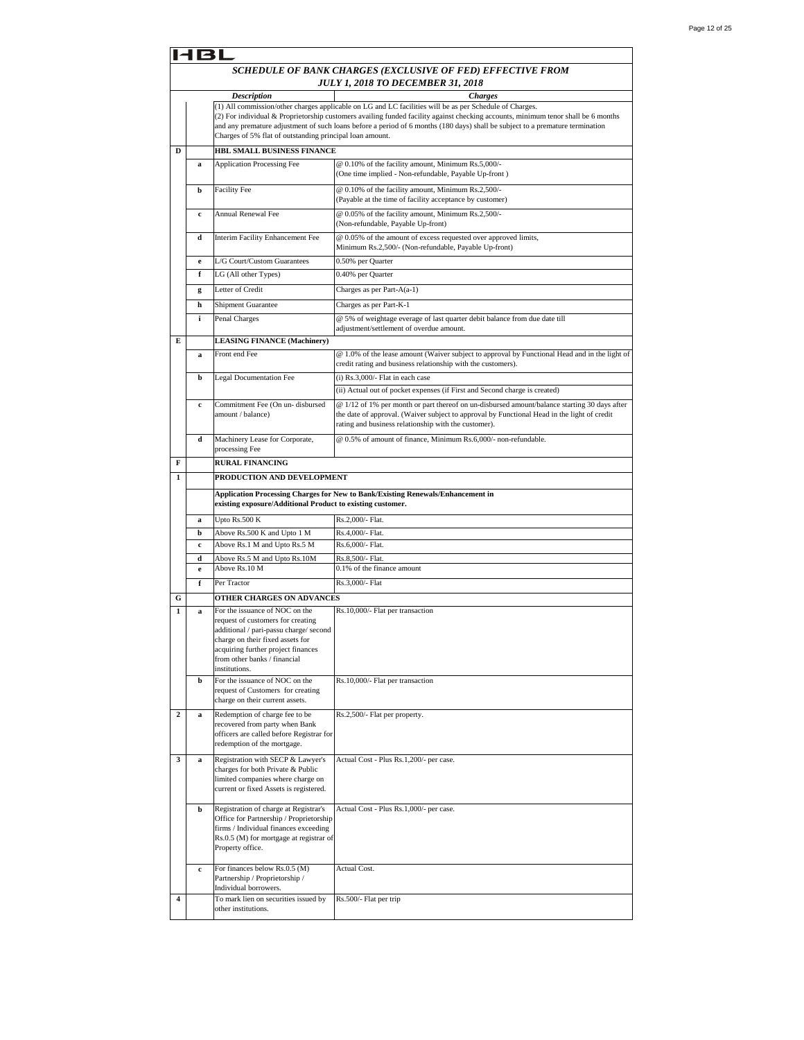HBL

# SCHEDULE OF BANK CHARGES (EXCLUSIVE OF FED) EFFECTIVE FROM JULY 1, 2018 TO DECEMBER 31, 2018

| | | *Description* | *Charges* |
|---|---|---|---|
| | | (1) All commission/other charges applicable on LG and LC facilities will be as per Schedule of Charges.<br>(2) For individual & Proprietorship customers availing funded facility against checking accounts, minimum tenor shall be 6 months and any premature adjustment of such loans before a period of 6 months (180 days) shall be subject to a premature termination Charges of 5% flat of outstanding principal loan amount. | |
| **D** | | **HBL SMALL BUSINESS FINANCE** | |
| | **a** | Application Processing Fee | @ 0.10% of the facility amount, Minimum Rs.5,000/-<br>(One time implied - Non-refundable, Payable Up-front ) |
| | **b** | Facility Fee | @ 0.10% of the facility amount, Minimum Rs.2,500/-<br>(Payable at the time of facility acceptance by customer) |
| | **c** | Annual Renewal Fee | @ 0.05% of the facility amount, Minimum Rs.2,500/-<br>(Non-refundable, Payable Up-front) |
| | **d** | Interim Facility Enhancement Fee | @ 0.05% of the amount of excess requested over approved limits, Minimum Rs.2,500/- (Non-refundable, Payable Up-front) |
| | **e** | L/G Court/Custom Guarantees | 0.50% per Quarter |
| | **f** | LG (All other Types) | 0.40% per Quarter |
| | **g** | Letter of Credit | Charges as per Part-A(a-1) |
| | **h** | Shipment Guarantee | Charges as per Part-K-1 |
| | **i** | Penal Charges | @ 5% of weightage average of last quarter debit balance from due date till adjustment/settlement of overdue amount. |
| **E** | | **LEASING FINANCE (Machinery)** | |
| | **a** | Front end Fee | @ 1.0% of the lease amount (Waiver subject to approval by Functional Head and in the light of credit rating and business relationship with the customers). |
| | **b** | Legal Documentation Fee | (i) Rs.3,000/- Flat in each case |
| | | | (ii) Actual out of pocket expenses (if First and Second charge is created) |
| | **c** | Commitment Fee (On un- disbursed amount / balance) | @ 1/12 of 1% per month or part thereof on un-disbursed amount/balance starting 30 days after the date of approval. (Waiver subject to approval by Functional Head in the light of credit rating and business relationship with the customer). |
| | **d** | Machinery Lease for Corporate, processing Fee | @ 0.5% of amount of finance, Minimum Rs.6,000/- non-refundable. |
| **F** | | **RURAL FINANCING** | |
| **1** | | **PRODUCTION AND DEVELOPMENT** | |
| | | **Application Processing Charges for New to Bank/Existing Renewals/Enhancement in existing exposure/Additional Product to existing customer.** | |
| | **a** | Upto Rs.500 K | Rs.2,000/- Flat. |
| | **b** | Above Rs.500 K and Upto 1 M | Rs.4,000/- Flat. |
| | **c** | Above Rs.1 M and Upto Rs.5 M | Rs.6,000/- Flat. |
| | **d** | Above Rs.5 M and Upto Rs.10M | Rs.8,500/- Flat. |
| | **e** | Above Rs.10 M | 0.1% of the finance amount |
| | **f** | Per Tractor | Rs.3,000/- Flat |
| **G** | | **OTHER CHARGES ON ADVANCES** | |
| **1** | **a** | For the issuance of NOC on the request of customers for creating additional / pari-passu charge/ second charge on their fixed assets for acquiring further project finances from other banks / financial institutions. | Rs.10,000/- Flat per transaction |
| | **b** | For the issuance of NOC on the request of Customers for creating charge on their current assets. | Rs.10,000/- Flat per transaction |
| **2** | **a** | Redemption of charge fee to be recovered from party when Bank officers are called before Registrar for redemption of the mortgage. | Rs.2,500/- Flat per property. |
| **3** | **a** | Registration with SECP & Lawyer's charges for both Private & Public limited companies where charge on current or fixed Assets is registered. | Actual Cost - Plus Rs.1,200/- per case. |
| | **b** | Registration of charge at Registrar's Office for Partnership / Proprietorship firms / Individual finances exceeding Rs.0.5 (M) for mortgage at registrar of Property office. | Actual Cost - Plus Rs.1,000/- per case. |
| | **c** | For finances below Rs.0.5 (M) Partnership / Proprietorship / Individual borrowers. | Actual Cost. |
| **4** | | To mark lien on securities issued by other institutions. | Rs.500/- Flat per trip |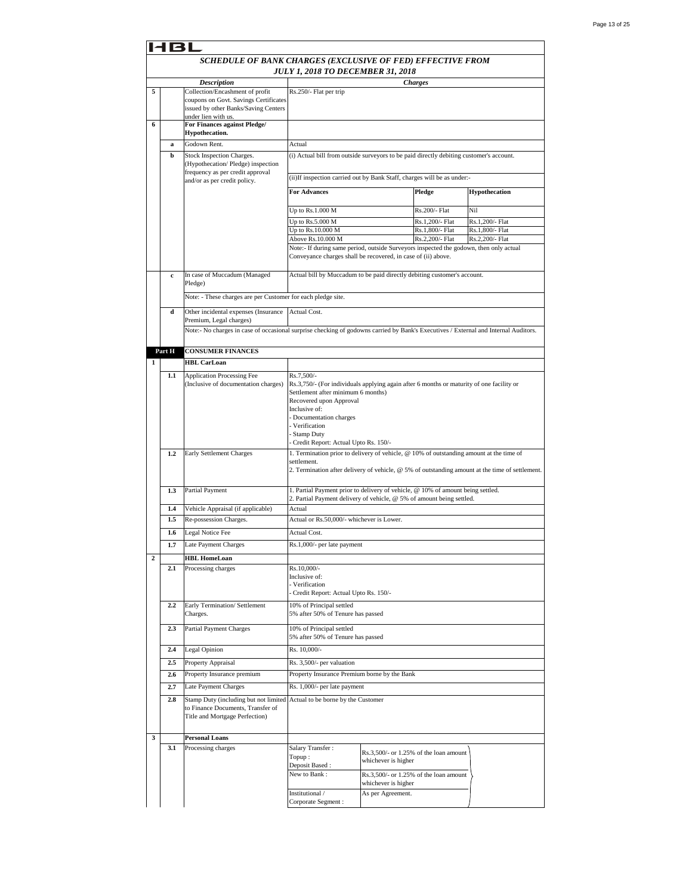HBL

## SCHEDULE OF BANK CHARGES (EXCLUSIVE OF FED) EFFECTIVE FROM JULY 1, 2018 TO DECEMBER 31, 2018

| | | *Description* | *Charges* | | | |
|---|---|---|---|---|---|---|
| 5 | | Collection/Encashment of profit coupons on Govt. Savings Certificates issued by other Banks/Saving Centers under lien with us. | Rs.250/- Flat per trip | | | |
| 6 | | **For Finances against Pledge/ Hypothecation.** | | | | |
| | a | Godown Rent. | Actual | | | |
| | b | Stock Inspection Charges. (Hypothecation/ Pledge) inspection frequency as per credit approval and/or as per credit policy. | (i) Actual bill from outside surveyors to be paid directly debiting customer's account. | | | |
| | | | (ii)If inspection carried out by Bank Staff, charges will be as under:- | | | |
| | | | **For Advances** | | **Pledge** | **Hypothecation** |
| | | | Up to Rs.1.000 M | | Rs.200/- Flat | Nil |
| | | | Up to Rs.5.000 M | | Rs.1,200/- Flat | Rs.1,200/- Flat |
| | | | Up to Rs.10.000 M | | Rs.1,800/- Flat | Rs.1,800/- Flat |
| | | | Above Rs.10.000 M | | Rs.2,200/- Flat | Rs.2,200/- Flat |
| | | | Note:- If during same period, outside Surveyors inspected the godown, then only actual Conveyance charges shall be recovered, in case of (ii) above. | | | |
| | c | In case of Muccadum (Managed Pledge) | Actual bill by Muccadum to be paid directly debiting customer's account. | | | |
| | | Note: - These charges are per Customer for each pledge site. | | | | |
| | d | Other incidental expenses (Insurance Premium, Legal charges) | Actual Cost. | | | |
| | | Note:- No charges in case of occasional surprise checking of godowns carried by Bank's Executives / External and Internal Auditors. | | | | |
| **Part H** | | **CONSUMER FINANCES** | | | | |
| 1 | | **HBL CarLoan** | | | | |
| | 1.1 | Application Processing Fee (Inclusive of documentation charges) | Rs.7,500/-<br>Rs.3,750/- (For individuals applying again after 6 months or maturity of one facility or Settlement after minimum 6 months)<br>Recovered upon Approval<br>Inclusive of:<br>- Documentation charges<br>- Verification<br>- Stamp Duty<br>- Credit Report: Actual Upto Rs. 150/- | | | |
| | 1.2 | Early Settlement Charges | 1. Termination prior to delivery of vehicle, @ 10% of outstanding amount at the time of settlement.<br>2. Termination after delivery of vehicle, @ 5% of outstanding amount at the time of settlement. | | | |
| | 1.3 | Partial Payment | 1. Partial Payment prior to delivery of vehicle, @ 10% of amount being settled.<br>2. Partial Payment delivery of vehicle, @ 5% of amount being settled. | | | |
| | 1.4 | Vehicle Appraisal (if applicable) | Actual | | | |
| | 1.5 | Re-possession Charges. | Actual or Rs.50,000/- whichever is Lower. | | | |
| | 1.6 | Legal Notice Fee | Actual Cost. | | | |
| | 1.7 | Late Payment Charges | Rs.1,000/- per late payment | | | |
| 2 | | **HBL HomeLoan** | | | | |
| | 2.1 | Processing charges | Rs.10,000/-<br>Inclusive of:<br>- Verification<br>- Credit Report: Actual Upto Rs. 150/- | | | |
| | 2.2 | Early Termination/ Settlement Charges. | 10% of Principal settled<br>5% after 50% of Tenure has passed | | | |
| | 2.3 | Partial Payment Charges | 10% of Principal settled<br>5% after 50% of Tenure has passed | | | |
| | 2.4 | Legal Opinion | Rs. 10,000/- | | | |
| | 2.5 | Property Appraisal | Rs. 3,500/- per valuation | | | |
| | 2.6 | Property Insurance premium | Property Insurance Premium borne by the Bank | | | |
| | 2.7 | Late Payment Charges | Rs. 1,000/- per late payment | | | |
| | 2.8 | Stamp Duty (including but not limited to Finance Documents, Transfer of Title and Mortgage Perfection) | Actual to be borne by the Customer | | | |
| 3 | | **Personal Loans** | | | | |
| | 3.1 | Processing charges | Salary Transfer :<br>Topup :<br>Deposit Based : | Rs.3,500/- or 1.25% of the loan amount whichever is higher | | |
| | | | New to Bank : | Rs.3,500/- or 1.25% of the loan amount whichever is higher | | |
| | | | Institutional / Corporate Segment : | As per Agreement. | | |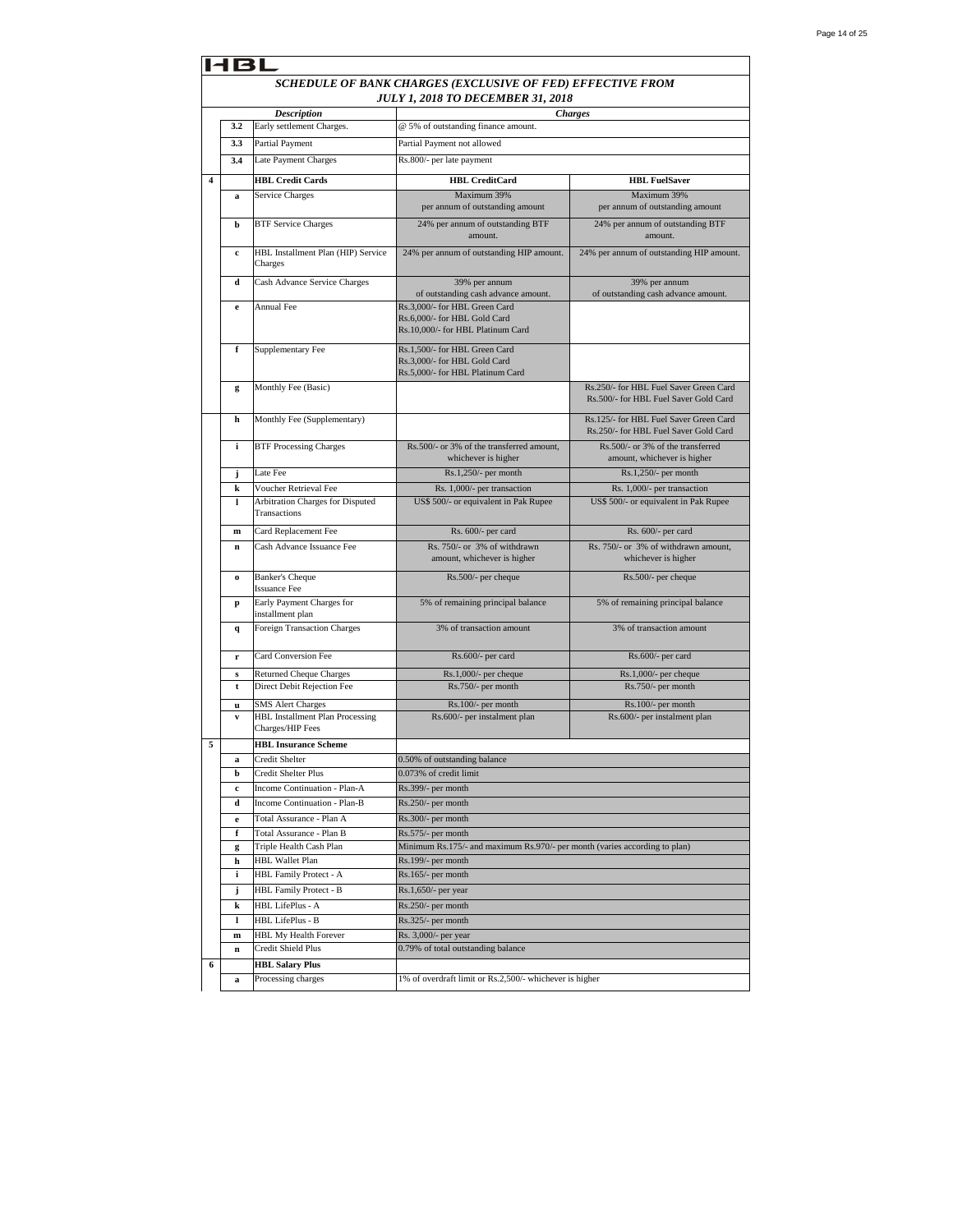HBL

## SCHEDULE OF BANK CHARGES (EXCLUSIVE OF FED) EFFECTIVE FROM JULY 1, 2018 TO DECEMBER 31, 2018

| | | Description | Charges | |
|---|---|---|---|---|
| | 3.2 | Early settlement Charges. | @ 5% of outstanding finance amount. | |
| | 3.3 | Partial Payment | Partial Payment not allowed | |
| | 3.4 | Late Payment Charges | Rs.800/- per late payment | |
| 4 | | **HBL Credit Cards** | **HBL CreditCard** | **HBL FuelSaver** |
| | a | Service Charges | Maximum 39% per annum of outstanding amount | Maximum 39% per annum of outstanding amount |
| | b | BTF Service Charges | 24% per annum of outstanding BTF amount. | 24% per annum of outstanding BTF amount. |
| | c | HBL Installment Plan (HIP) Service Charges | 24% per annum of outstanding HIP amount. | 24% per annum of outstanding HIP amount. |
| | d | Cash Advance Service Charges | 39% per annum of outstanding cash advance amount. | 39% per annum of outstanding cash advance amount. |
| | e | Annual Fee | Rs.3,000/- for HBL Green Card<br>Rs.6,000/- for HBL Gold Card<br>Rs.10,000/- for HBL Platinum Card | |
| | f | Supplementary Fee | Rs.1,500/- for HBL Green Card<br>Rs.3,000/- for HBL Gold Card<br>Rs.5,000/- for HBL Platinum Card | |
| | g | Monthly Fee (Basic) | | Rs.250/- for HBL Fuel Saver Green Card<br>Rs.500/- for HBL Fuel Saver Gold Card |
| | h | Monthly Fee (Supplementary) | | Rs.125/- for HBL Fuel Saver Green Card<br>Rs.250/- for HBL Fuel Saver Gold Card |
| | i | BTF Processing Charges | Rs.500/- or 3% of the transferred amount, whichever is higher | Rs.500/- or 3% of the transferred amount, whichever is higher |
| | j | Late Fee | Rs.1,250/- per month | Rs.1,250/- per month |
| | k | Voucher Retrieval Fee | Rs. 1,000/- per transaction | Rs. 1,000/- per transaction |
| | l | Arbitration Charges for Disputed Transactions | US$ 500/- or equivalent in Pak Rupee | US$ 500/- or equivalent in Pak Rupee |
| | m | Card Replacement Fee | Rs. 600/- per card | Rs. 600/- per card |
| | n | Cash Advance Issuance Fee | Rs. 750/- or 3% of withdrawn amount, whichever is higher | Rs. 750/- or 3% of withdrawn amount, whichever is higher |
| | o | Banker's Cheque Issuance Fee | Rs.500/- per cheque | Rs.500/- per cheque |
| | p | Early Payment Charges for installment plan | 5% of remaining principal balance | 5% of remaining principal balance |
| | q | Foreign Transaction Charges | 3% of transaction amount | 3% of transaction amount |
| | r | Card Conversion Fee | Rs.600/- per card | Rs.600/- per card |
| | s | Returned Cheque Charges | Rs.1,000/- per cheque | Rs.1,000/- per cheque |
| | t | Direct Debit Rejection Fee | Rs.750/- per month | Rs.750/- per month |
| | u | SMS Alert Charges | Rs.100/- per month | Rs.100/- per month |
| | v | HBL Installment Plan Processing Charges/HIP Fees | Rs.600/- per instalment plan | Rs.600/- per instalment plan |
| 5 | | **HBL Insurance Scheme** | | |
| | a | Credit Shelter | 0.50% of outstanding balance | |
| | b | Credit Shelter Plus | 0.073% of credit limit | |
| | c | Income Continuation - Plan-A | Rs.399/- per month | |
| | d | Income Continuation - Plan-B | Rs.250/- per month | |
| | e | Total Assurance - Plan A | Rs.300/- per month | |
| | f | Total Assurance - Plan B | Rs.575/- per month | |
| | g | Triple Health Cash Plan | Minimum Rs.175/- and maximum Rs.970/- per month (varies according to plan) | |
| | h | HBL Wallet Plan | Rs.199/- per month | |
| | i | HBL Family Protect - A | Rs.165/- per month | |
| | j | HBL Family Protect - B | Rs.1,650/- per year | |
| | k | HBL LifePlus - A | Rs.250/- per month | |
| | l | HBL LifePlus - B | Rs.325/- per month | |
| | m | HBL My Health Forever | Rs. 3,000/- per year | |
| | n | Credit Shield Plus | 0.79% of total outstanding balance | |
| 6 | | **HBL Salary Plus** | | |
| | a | Processing charges | 1% of overdraft limit or Rs.2,500/- whichever is higher | |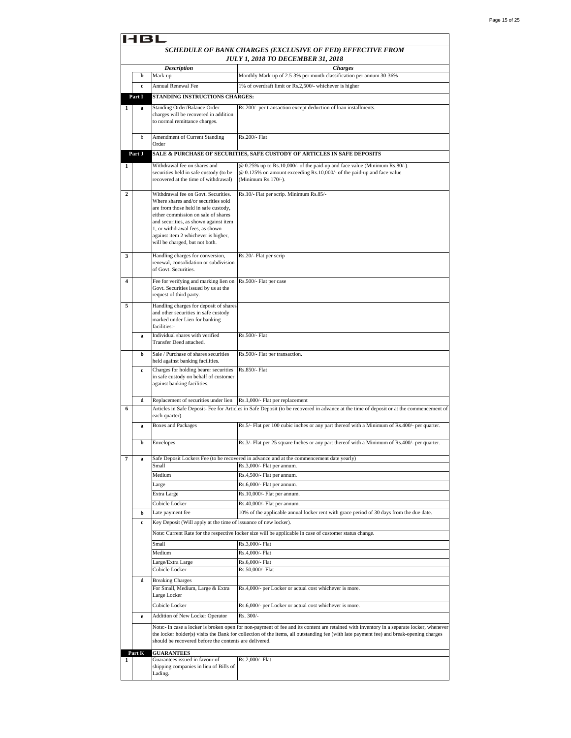HBL

## *SCHEDULE OF BANK CHARGES (EXCLUSIVE OF FED) EFFECTIVE FROM JULY 1, 2018 TO DECEMBER 31, 2018*

| | | *Description* | *Charges* |
|---|---|---|---|
| | **b** | Mark-up | Monthly Mark-up of 2.5-3% per month classification per annum 30-36% |
| | **c** | Annual Renewal Fee | 1% of overdraft limit or Rs.2,500/- whichever is higher |
| **Part I** | | **STANDING INSTRUCTIONS CHARGES:** | |
| **1** | **a** | Standing Order/Balance Order charges will be recovered in addition to normal remittance charges. | Rs.200/- per transaction except deduction of loan installments. |
| | b | Amendment of Current Standing Order | Rs.200/- Flat |
| **Part J** | | **SALE & PURCHASE OF SECURITIES, SAFE CUSTODY OF ARTICLES IN SAFE DEPOSITS** | |
| **1** | | Withdrawal fee on shares and securities held in safe custody (to be recovered at the time of withdrawal) | @ 0.25% up to Rs.10,000/- of the paid-up and face value (Minimum Rs.80/-). @ 0.125% on amount exceeding Rs.10,000/- of the paid-up and face value (Minimum Rs.170/-). |
| **2** | | Withdrawal fee on Govt. Securities. Where shares and/or securities sold are from those held in safe custody, either commission on sale of shares and securities, as shown against item 1, or withdrawal fees, as shown against item 2 whichever is higher, will be charged, but not both. | Rs.10/- Flat per scrip. Minimum Rs.85/- |
| **3** | | Handling charges for conversion, renewal, consolidation or subdivision of Govt. Securities. | Rs.20/- Flat per scrip |
| **4** | | Fee for verifying and marking lien on Govt. Securities issued by us at the request of third party. | Rs.500/- Flat per case |
| **5** | | Handling charges for deposit of shares and other securities in safe custody marked under Lien for banking facilities:- | |
| | **a** | Individual shares with verified Transfer Deed attached. | Rs.500/- Flat |
| | **b** | Sale / Purchase of shares securities held against banking facilities. | Rs.500/- Flat per transaction. |
| | **c** | Charges for holding bearer securities in safe custody on behalf of customer against banking facilities. | Rs.850/- Flat |
| | **d** | Replacement of securities under lien | Rs.1,000/- Flat per replacement |
| **6** | | Articles in Safe Deposit- Fee for Articles in Safe Deposit (to be recovered in advance at the time of deposit or at the commencement of each quarter). | |
| | **a** | Boxes and Packages | Rs.5/- Flat per 100 cubic inches or any part thereof with a Minimum of Rs.400/- per quarter. |
| | **b** | Envelopes | Rs.3/- Flat per 25 square Inches or any part thereof with a Minimum of Rs.400/- per quarter. |
| **7** | **a** | Safe Deposit Lockers Fee (to be recovered in advance and at the commencement date yearly) | |
| | | Small | Rs.3,000/- Flat per annum. |
| | | Medium | Rs.4,500/- Flat per annum. |
| | | Large | Rs.6,000/- Flat per annum. |
| | | Extra Large | Rs.10,000/- Flat per annum. |
| | | Cubicle Locker | Rs.40,000/- Flat per annum. |
| | **b** | Late payment fee | 10% of the applicable annual locker rent with grace period of 30 days from the due date. |
| | **c** | Key Deposit (Will apply at the time of issuance of new locker). | |
| | | Note: Current Rate for the respective locker size will be applicable in case of customer status change. | |
| | | Small | Rs.3,000/- Flat |
| | | Medium | Rs.4,000/- Flat |
| | | Large/Extra Large | Rs.6,000/- Flat |
| | | Cubicle Locker | Rs.50,000/- Flat |
| | **d** | Breaking Charges | |
| | | For Small, Medium, Large & Extra Large Locker | Rs.4,000/- per Locker or actual cost whichever is more. |
| | | Cubicle Locker | Rs.6,000/- per Locker or actual cost whichever is more. |
| | **e** | Addition of New Locker Operator | Rs. 300/- |
| | | Note:- In case a locker is broken open for non-payment of fee and its content are retained with inventory in a separate locker, whenever the locker holder(s) visits the Bank for collection of the items, all outstanding fee (with late payment fee) and break-opening charges should be recovered before the contents are delivered. | |
| **Part K** | | **GUARANTEES** | |
| **1** | | Guarantees issued in favour of shipping companies in lieu of Bills of Lading. | Rs.2,000/- Flat |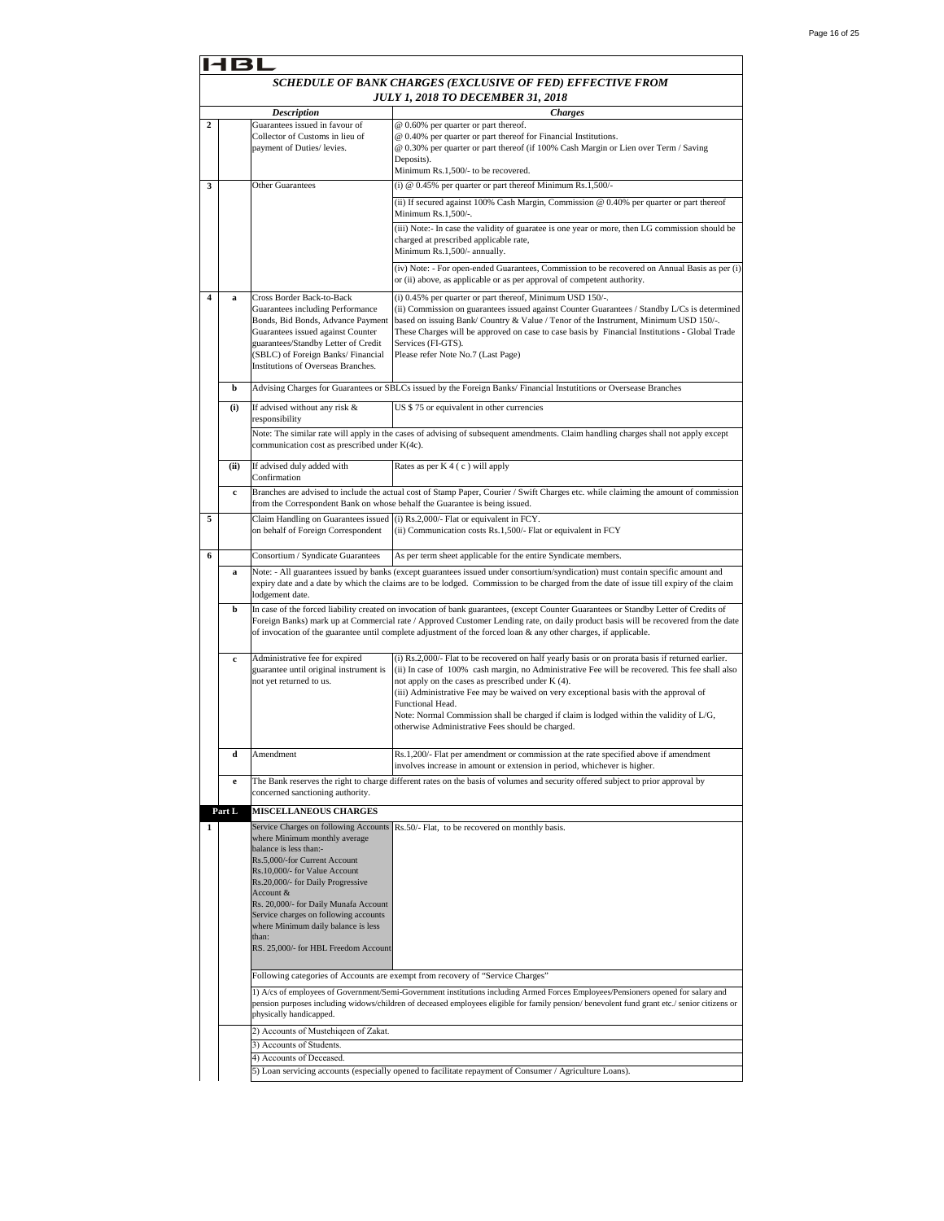HBL

## SCHEDULE OF BANK CHARGES (EXCLUSIVE OF FED) EFFECTIVE FROM JULY 1, 2018 TO DECEMBER 31, 2018

| | | Description | Charges |
|---|---|---|---|
| 2 | | Guarantees issued in favour of Collector of Customs in lieu of payment of Duties/ levies. | @ 0.60% per quarter or part thereof.<br>@ 0.40% per quarter or part thereof for Financial Institutions.<br>@ 0.30% per quarter or part thereof (if 100% Cash Margin or Lien over Term / Saving Deposits).<br>Minimum Rs.1,500/- to be recovered. |
| 3 | | Other Guarantees | (i) @ 0.45% per quarter or part thereof Minimum Rs.1,500/- |
| | | | (ii) If secured against 100% Cash Margin, Commission @ 0.40% per quarter or part thereof Minimum Rs.1,500/-. |
| | | | (iii) Note:- In case the validity of guaratee is one year or more, then LG commission should be charged at prescribed applicable rate,<br>Minimum Rs.1,500/- annually. |
| | | | (iv) Note: - For open-ended Guarantees, Commission to be recovered on Annual Basis as per (i) or (ii) above, as applicable or as per approval of competent authority. |
| 4 | a | Cross Border Back-to-Back Guarantees including Performance Bonds, Bid Bonds, Advance Payment Guarantees issued against Counter guarantees/Standby Letter of Credit (SBLC) of Foreign Banks/ Financial Institutions of Overseas Branches. | (i) 0.45% per quarter or part thereof, Minimum USD 150/-.<br>(ii) Commission on guarantees issued against Counter Guarantees / Standby L/Cs is determined based on issuing Bank/ Country & Value / Tenor of the Instrument, Minimum USD 150/-. These Charges will be approved on case to case basis by Financial Institutions - Global Trade Services (FI-GTS).<br>Please refer Note No.7 (Last Page) |
| | b | Advising Charges for Guarantees or SBLCs issued by the Foreign Banks/ Financial Instutitions or Oversease Branches | |
| | (i) | If advised without any risk & responsibility | US $ 75 or equivalent in other currencies |
| | | Note: The similar rate will apply in the cases of advising of subsequent amendments. Claim handling charges shall not apply except communication cost as prescribed under K(4c). | |
| | (ii) | If advised duly added with Confirmation | Rates as per K 4 ( c ) will apply |
| | c | Branches are advised to include the actual cost of Stamp Paper, Courier / Swift Charges etc. while claiming the amount of commission from the Correspondent Bank on whose behalf the Guarantee is being issued. | |
| 5 | | Claim Handling on Guarantees issued on behalf of Foreign Correspondent | (i) Rs.2,000/- Flat or equivalent in FCY.<br>(ii) Communication costs Rs.1,500/- Flat or equivalent in FCY |
| 6 | | Consortium / Syndicate Guarantees | As per term sheet applicable for the entire Syndicate members. |
| | a | Note: - All guarantees issued by banks (except guarantees issued under consortium/syndication) must contain specific amount and expiry date and a date by which the claims are to be lodged. Commission to be charged from the date of issue till expiry of the claim lodgement date. | |
| | b | In case of the forced liability created on invocation of bank guarantees, (except Counter Guarantees or Standby Letter of Credits of Foreign Banks) mark up at Commercial rate / Approved Customer Lending rate, on daily product basis will be recovered from the date of invocation of the guarantee until complete adjustment of the forced loan & any other charges, if applicable. | |
| | c | Administrative fee for expired guarantee until original instrument is not yet returned to us. | (i) Rs.2,000/- Flat to be recovered on half yearly basis or on prorata basis if returned earlier.<br>(ii) In case of 100% cash margin, no Administrative Fee will be recovered. This fee shall also not apply on the cases as prescribed under K (4).<br>(iii) Administrative Fee may be waived on very exceptional basis with the approval of Functional Head.<br>Note: Normal Commission shall be charged if claim is lodged within the validity of L/G, otherwise Administrative Fees should be charged. |
| | d | Amendment | Rs.1,200/- Flat per amendment or commission at the rate specified above if amendment involves increase in amount or extension in period, whichever is higher. |
| | e | The Bank reserves the right to charge different rates on the basis of volumes and security offered subject to prior approval by concerned sanctioning authority. | |
| **Part L** | | **MISCELLANEOUS CHARGES** | |
| 1 | | Service Charges on following Accounts where Minimum monthly average balance is less than:-<br>Rs.5,000/-for Current Account<br>Rs.10,000/- for Value Account<br>Rs.20,000/- for Daily Progressive Account &<br>Rs. 20,000/- for Daily Munafa Account<br>Service charges on following accounts where Minimum daily balance is less than:<br>RS. 25,000/- for HBL Freedom Account | Rs.50/- Flat, to be recovered on monthly basis. |
| | | Following categories of Accounts are exempt from recovery of "Service Charges" | |
| | | 1) A/cs of employees of Government/Semi-Government institutions including Armed Forces Employees/Pensioners opened for salary and pension purposes including widows/children of deceased employees eligible for family pension/ benevolent fund grant etc./ senior citizens or physically handicapped. | |
| | | 2) Accounts of Mustehiqeen of Zakat. | |
| | | 3) Accounts of Students. | |
| | | 4) Accounts of Deceased. | |
| | | 5) Loan servicing accounts (especially opened to facilitate repayment of Consumer / Agriculture Loans). | |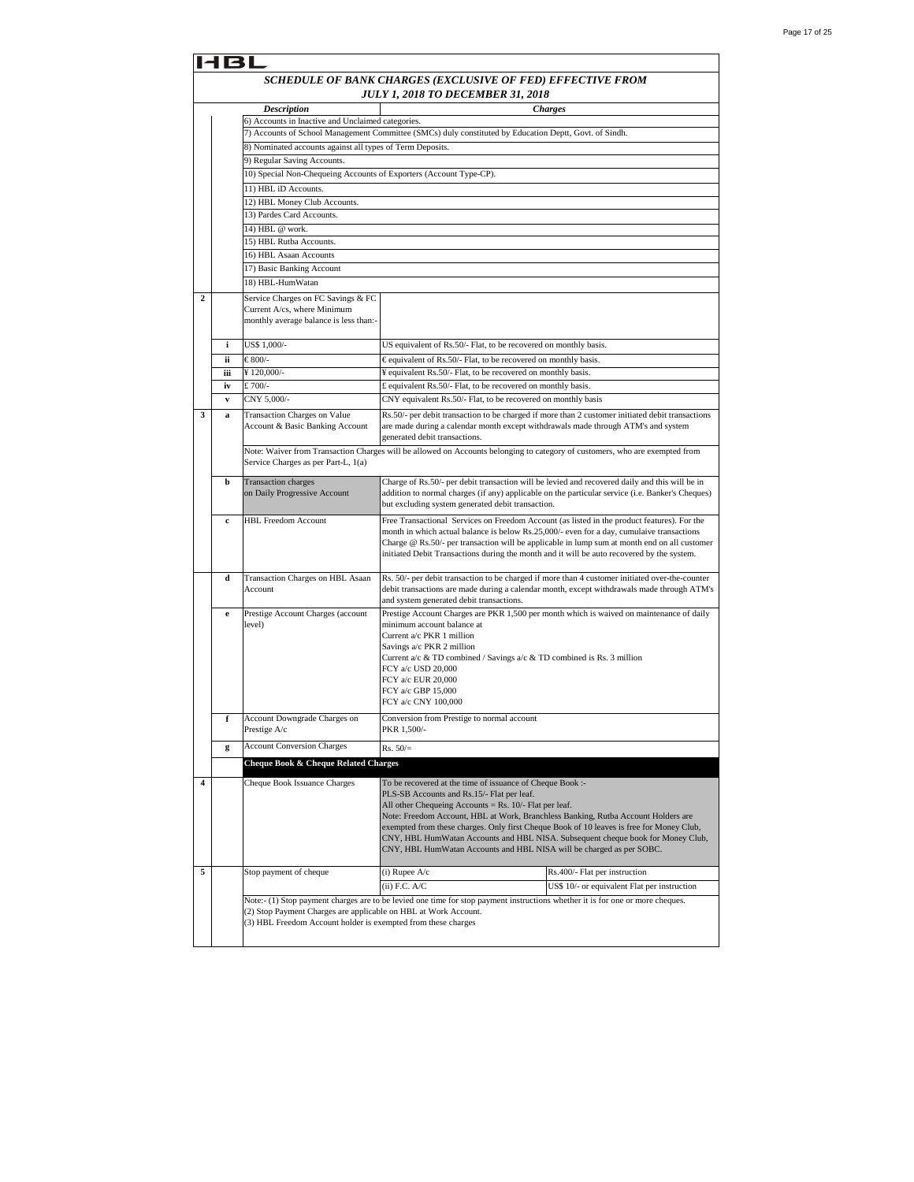HBL

## *SCHEDULE OF BANK CHARGES (EXCLUSIVE OF FED) EFFECTIVE FROM JULY 1, 2018 TO DECEMBER 31, 2018*

| | | *Description* | *Charges* | |
|---|---|---|---|---|
| | | 6) Accounts in Inactive and Unclaimed categories. | | |
| | | 7) Accounts of School Management Committee (SMCs) duly constituted by Education Deptt, Govt. of Sindh. | | |
| | | 8) Nominated accounts against all types of Term Deposits. | | |
| | | 9) Regular Saving Accounts. | | |
| | | 10) Special Non-Chequeing Accounts of Exporters (Account Type-CP). | | |
| | | 11) HBL iD Accounts. | | |
| | | 12) HBL Money Club Accounts. | | |
| | | 13) Pardes Card Accounts. | | |
| | | 14) HBL @ work. | | |
| | | 15) HBL Rutba Accounts. | | |
| | | 16) HBL Asaan Accounts | | |
| | | 17) Basic Banking Account | | |
| | | 18) HBL-HumWatan | | |
| **2** | | Service Charges on FC Savings & FC Current A/cs, where Minimum monthly average balance is less than:- | | |
| | **i** | US$ 1,000/- | US equivalent of Rs.50/- Flat, to be recovered on monthly basis. | |
| | **ii** | € 800/- | € equivalent of Rs.50/- Flat, to be recovered on monthly basis. | |
| | **iii** | ¥ 120,000/- | ¥ equivalent Rs.50/- Flat, to be recovered on monthly basis. | |
| | **iv** | £ 700/- | £ equivalent Rs.50/- Flat, to be recovered on monthly basis. | |
| | **v** | CNY 5,000/- | CNY equivalent Rs.50/- Flat, to be recovered on monthly basis | |
| **3** | **a** | Transaction Charges on Value Account & Basic Banking Account | Rs.50/- per debit transaction to be charged if more than 2 customer initiated debit transactions are made during a calendar month except withdrawals made through ATM's and system generated debit transactions. | |
| | | Note: Waiver from Transaction Charges will be allowed on Accounts belonging to category of customers, who are exempted from Service Charges as per Part-L, 1(a) | | |
| | **b** | Transaction charges on Daily Progressive Account | Charge of Rs.50/- per debit transaction will be levied and recovered daily and this will be in addition to normal charges (if any) applicable on the particular service (i.e. Banker's Cheques) but excluding system generated debit transaction. | |
| | **c** | HBL Freedom Account | Free Transactional Services on Freedom Account (as listed in the product features). For the month in which actual balance is below Rs.25,000/- even for a day, cumulaive transactions Charge @ Rs.50/- per transaction will be applicable in lump sum at month end on all customer initiated Debit Transactions during the month and it will be auto recovered by the system. | |
| | **d** | Transaction Charges on HBL Asaan Account | Rs. 50/- per debit transaction to be charged if more than 4 customer initiated over-the-counter debit transactions are made during a calendar month, except withdrawals made through ATM's and system generated debit transactions. | |
| | **e** | Prestige Account Charges (account level) | Prestige Account Charges are PKR 1,500 per month which is waived on maintenance of daily minimum account balance at<br>Current a/c PKR 1 million<br>Savings a/c PKR 2 million<br>Current a/c & TD combined / Savings a/c & TD combined is Rs. 3 million<br>FCY a/c USD 20,000<br>FCY a/c EUR 20,000<br>FCY a/c GBP 15,000<br>FCY a/c CNY 100,000 | |
| | **f** | Account Downgrade Charges on Prestige A/c | Conversion from Prestige to normal account<br>PKR 1,500/- | |
| | **g** | Account Conversion Charges | Rs. 50/= | |
| | | **Cheque Book & Cheque Related Charges** | | |
| **4** | | Cheque Book Issuance Charges | To be recovered at the time of issuance of Cheque Book :-<br>PLS-SB Accounts and Rs.15/- Flat per leaf.<br>All other Chequeing Accounts = Rs. 10/- Flat per leaf.<br>Note: Freedom Account, HBL at Work, Branchless Banking, Rutba Account Holders are exempted from these charges. Only first Cheque Book of 10 leaves is free for Money Club, CNY, HBL HumWatan Accounts and HBL NISA. Subsequent cheque book for Money Club, CNY, HBL HumWatan Accounts and HBL NISA will be charged as per SOBC. | |
| **5** | | Stop payment of cheque | (i) Rupee A/c | Rs.400/- Flat per instruction |
| | | | (ii) F.C. A/C | US$ 10/- or equivalent Flat per instruction |
| | | Note:- (1) Stop payment charges are to be levied one time for stop payment instructions whether it is for one or more cheques.<br>(2) Stop Payment Charges are applicable on HBL at Work Account.<br>(3) HBL Freedom Account holder is exempted from these charges | | |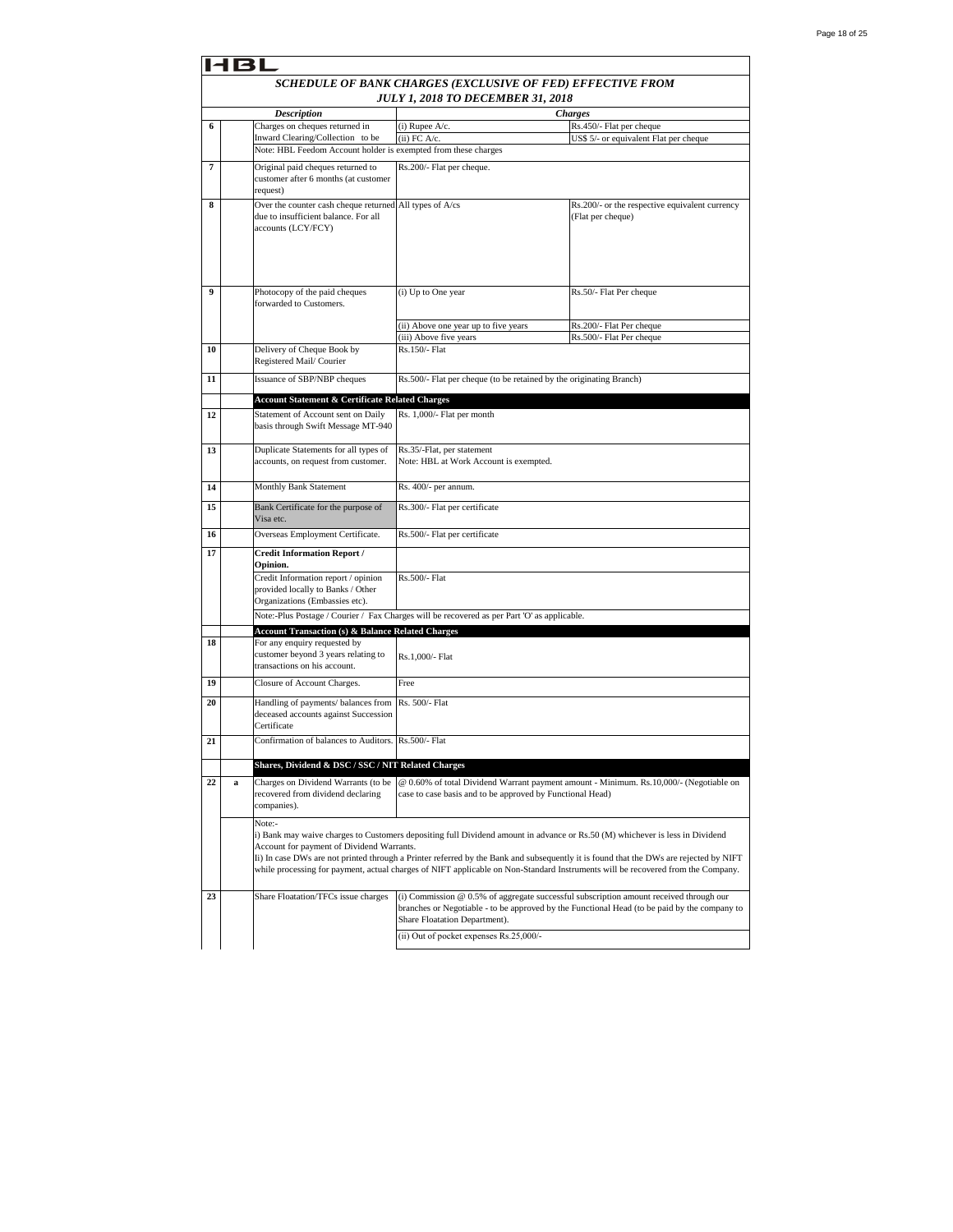HBL

## SCHEDULE OF BANK CHARGES (EXCLUSIVE OF FED) EFFECTIVE FROM JULY 1, 2018 TO DECEMBER 31, 2018

| | | Description | Charges | |
|---|---|---|---|---|
| 6 | | Charges on cheques returned in Inward Clearing/Collection to be | (i) Rupee A/c. | Rs.450/- Flat per cheque |
| | | | (ii) FC A/c. | US$ 5/- or equivalent Flat per cheque |
| | | Note: HBL Feedom Account holder is exempted from these charges | | |
| 7 | | Original paid cheques returned to customer after 6 months (at customer request) | Rs.200/- Flat per cheque. | |
| 8 | | Over the counter cash cheque returned due to insufficient balance. For all accounts (LCY/FCY) | All types of A/cs | Rs.200/- or the respective equivalent currency (Flat per cheque) |
| 9 | | Photocopy of the paid cheques forwarded to Customers. | (i) Up to One year | Rs.50/- Flat Per cheque |
| | | | (ii) Above one year up to five years | Rs.200/- Flat Per cheque |
| | | | (iii) Above five years | Rs.500/- Flat Per cheque |
| 10 | | Delivery of Cheque Book by Registered Mail/ Courier | Rs.150/- Flat | |
| 11 | | Issuance of SBP/NBP cheques | Rs.500/- Flat per cheque (to be retained by the originating Branch) | |
| | | **Account Statement & Certificate Related Charges** | | |
| 12 | | Statement of Account sent on Daily basis through Swift Message MT-940 | Rs. 1,000/- Flat per month | |
| 13 | | Duplicate Statements for all types of accounts, on request from customer. | Rs.35/-Flat, per statement<br>Note: HBL at Work Account is exempted. | |
| 14 | | Monthly Bank Statement | Rs. 400/- per annum. | |
| 15 | | Bank Certificate for the purpose of Visa etc. | Rs.300/- Flat per certificate | |
| 16 | | Overseas Employment Certificate. | Rs.500/- Flat per certificate | |
| 17 | | **Credit Information Report / Opinion.** | | |
| | | Credit Information report / opinion provided locally to Banks / Other Organizations (Embassies etc). | Rs.500/- Flat | |
| | | Note:-Plus Postage / Courier / Fax Charges will be recovered as per Part 'O' as applicable. | | |
| | | **Account Transaction (s) & Balance Related Charges** | | |
| 18 | | For any enquiry requested by customer beyond 3 years relating to transactions on his account. | Rs.1,000/- Flat | |
| 19 | | Closure of Account Charges. | Free | |
| 20 | | Handling of payments/ balances from deceased accounts against Succession Certificate | Rs. 500/- Flat | |
| 21 | | Confirmation of balances to Auditors. | Rs.500/- Flat | |
| | | **Shares, Dividend & DSC / SSC / NIT Related Charges** | | |
| 22 | a | Charges on Dividend Warrants (to be recovered from dividend declaring companies). | @ 0.60% of total Dividend Warrant payment amount - Minimum. Rs.10,000/- (Negotiable on case to case basis and to be approved by Functional Head) | |
| | | Note:-<br>i) Bank may waive charges to Customers depositing full Dividend amount in advance or Rs.50 (M) whichever is less in Dividend Account for payment of Dividend Warrants.<br>Ii) In case DWs are not printed through a Printer referred by the Bank and subsequently it is found that the DWs are rejected by NIFT while processing for payment, actual charges of NIFT applicable on Non-Standard Instruments will be recovered from the Company. | | |
| 23 | | Share Floatation/TFCs issue charges | (i) Commission @ 0.5% of aggregate successful subscription amount received through our branches or Negotiable - to be approved by the Functional Head (to be paid by the company to Share Floatation Department). | |
| | | | (ii) Out of pocket expenses Rs.25,000/- | |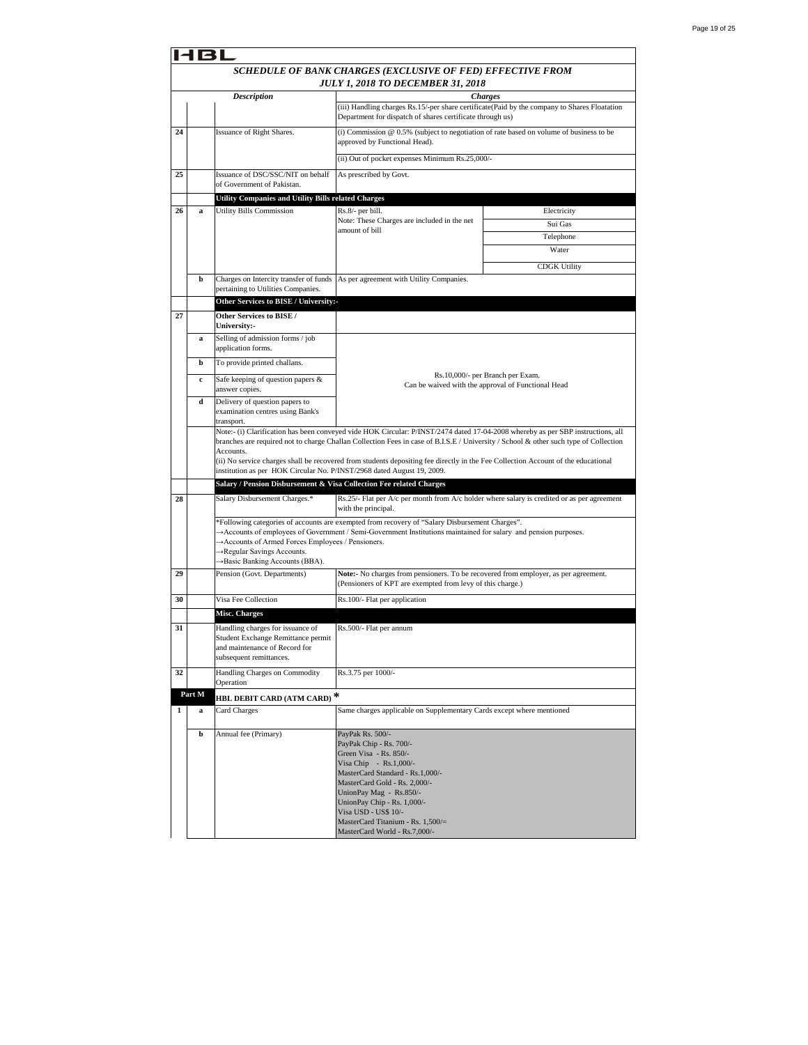HBL

## SCHEDULE OF BANK CHARGES (EXCLUSIVE OF FED) EFFECTIVE FROM JULY 1, 2018 TO DECEMBER 31, 2018

| | | Description | Charges | |
|---|---|---|---|---|
| | | | (iii) Handling charges Rs.15/-per share certificate(Paid by the company to Shares Floatation Department for dispatch of shares certificate through us) | |
| 24 | | Issuance of Right Shares. | (i) Commission @ 0.5% (subject to negotiation of rate based on volume of business to be approved by Functional Head). | |
| | | | (ii) Out of pocket expenses Minimum Rs.25,000/- | |
| 25 | | Issuance of DSC/SSC/NIT on behalf of Government of Pakistan. | As prescribed by Govt. | |
| | | **Utility Companies and Utility Bills related Charges** | | |
| 26 | a | Utility Bills Commission | Rs.8/- per bill. Note: These Charges are included in the net amount of bill | Electricity |
| | | | | Sui Gas |
| | | | | Telephone |
| | | | | Water |
| | | | | CDGK Utility |
| | b | Charges on Intercity transfer of funds pertaining to Utilities Companies. | As per agreement with Utility Companies. | |
| | | **Other Services to BISE / University:-** | | |
| 27 | | **Other Services to BISE / University:-** | | |
| | a | Selling of admission forms / job application forms. | Rs.10,000/- per Branch per Exam. Can be waived with the approval of Functional Head | |
| | b | To provide printed challans. | | |
| | c | Safe keeping of question papers & answer copies. | | |
| | d | Delivery of question papers to examination centres using Bank's transport. | | |
| | | Note:- (i) Clarification has been conveyed vide HOK Circular: P/INST/2474 dated 17-04-2008 whereby as per SBP instructions, all branches are required not to charge Challan Collection Fees in case of B.I.S.E / University / School & other such type of Collection Accounts. (ii) No service charges shall be recovered from students depositing fee directly in the Fee Collection Account of the educational institution as per HOK Circular No. P/INST/2968 dated August 19, 2009. | | |
| | | **Salary / Pension Disbursement & Visa Collection Fee related Charges** | | |
| 28 | | Salary Disbursement Charges.* | Rs.25/- Flat per A/c per month from A/c holder where salary is credited or as per agreement with the principal. | |
| | | *Following categories of accounts are exempted from recovery of "Salary Disbursement Charges". →Accounts of employees of Government / Semi-Government Institutions maintained for salary and pension purposes. →Accounts of Armed Forces Employees / Pensioners. →Regular Savings Accounts. →Basic Banking Accounts (BBA). | | |
| 29 | | Pension (Govt. Departments) | **Note:-** No charges from pensioners. To be recovered from employer, as per agreement. (Pensioners of KPT are exempted from levy of this charge.) | |
| 30 | | Visa Fee Collection | Rs.100/- Flat per application | |
| | | **Misc. Charges** | | |
| 31 | | Handling charges for issuance of Student Exchange Remittance permit and maintenance of Record for subsequent remittances. | Rs.500/- Flat per annum | |
| 32 | | Handling Charges on Commodity Operation | Rs.3.75 per 1000/- | |
| **Part M** | | **HBL DEBIT CARD (ATM CARD) \*** | | |
| 1 | a | Card Charges | Same charges applicable on Supplementary Cards except where mentioned | |
| | b | Annual fee (Primary) | PayPak Rs. 500/-<br>PayPak Chip - Rs. 700/-<br>Green Visa - Rs. 850/-<br>Visa Chip - Rs.1,000/-<br>MasterCard Standard - Rs.1,000/-<br>MasterCard Gold - Rs. 2,000/-<br>UnionPay Mag - Rs.850/-<br>UnionPay Chip - Rs. 1,000/-<br>Visa USD - US$ 10/-<br>MasterCard Titanium - Rs. 1,500/=<br>MasterCard World - Rs.7,000/- | |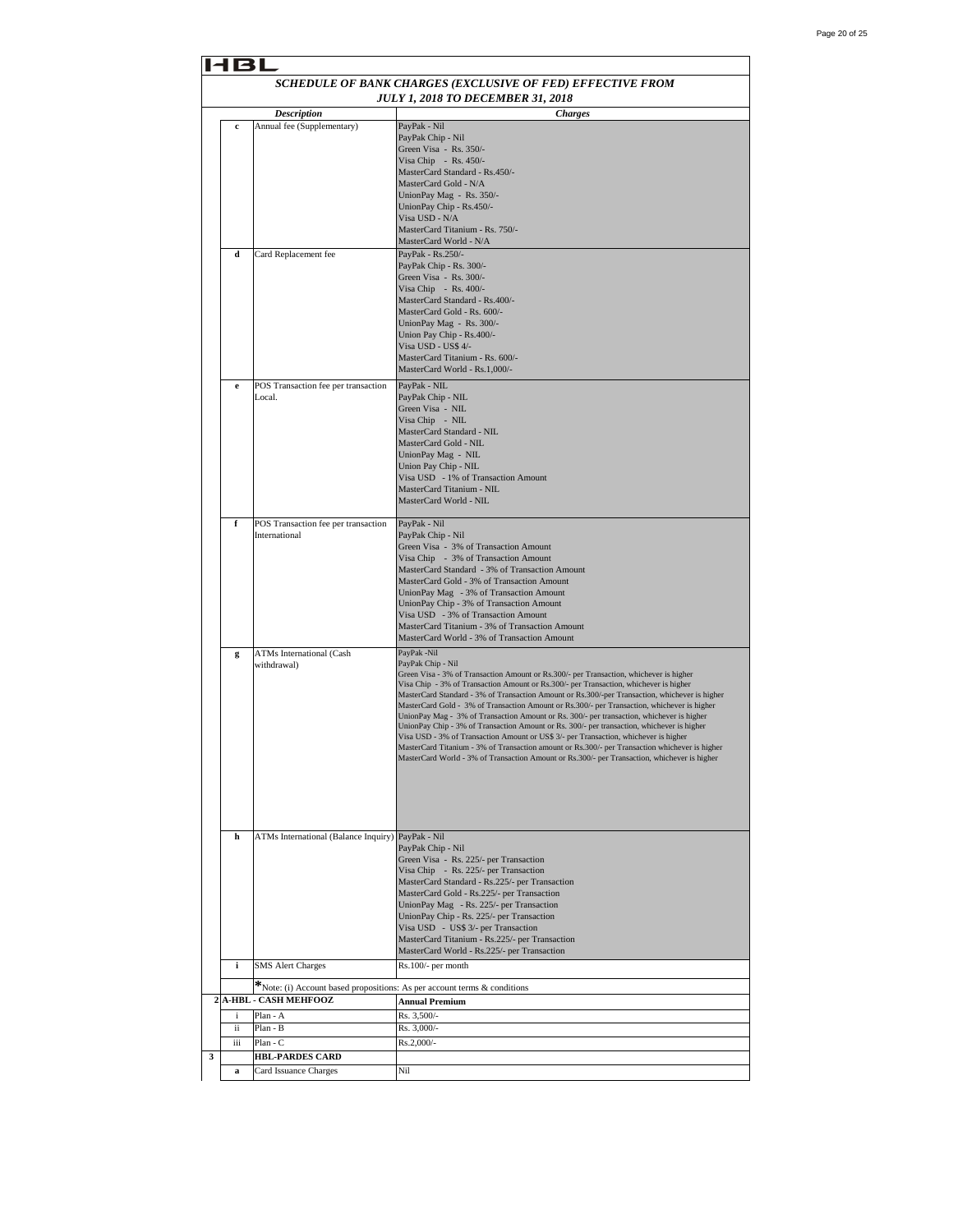HBL

## SCHEDULE OF BANK CHARGES (EXCLUSIVE OF FED) EFFECTIVE FROM JULY 1, 2018 TO DECEMBER 31, 2018

| | | *Description* | *Charges* |
|---|---|---|---|
| | c | Annual fee (Supplementary) | PayPak - Nil<br>PayPak Chip - Nil<br>Green Visa - Rs. 350/-<br>Visa Chip - Rs. 450/-<br>MasterCard Standard - Rs.450/-<br>MasterCard Gold - N/A<br>UnionPay Mag - Rs. 350/-<br>UnionPay Chip - Rs.450/-<br>Visa USD - N/A<br>MasterCard Titanium - Rs. 750/-<br>MasterCard World - N/A |
| | d | Card Replacement fee | PayPak - Rs.250/-<br>PayPak Chip - Rs. 300/-<br>Green Visa - Rs. 300/-<br>Visa Chip - Rs. 400/-<br>MasterCard Standard - Rs.400/-<br>MasterCard Gold - Rs. 600/-<br>UnionPay Mag - Rs. 300/-<br>Union Pay Chip - Rs.400/-<br>Visa USD - US$ 4/-<br>MasterCard Titanium - Rs. 600/-<br>MasterCard World - Rs.1,000/- |
| | e | POS Transaction fee per transaction Local. | PayPak - NIL<br>PayPak Chip - NIL<br>Green Visa - NIL<br>Visa Chip - NIL<br>MasterCard Standard - NIL<br>MasterCard Gold - NIL<br>UnionPay Mag - NIL<br>Union Pay Chip - NIL<br>Visa USD - 1% of Transaction Amount<br>MasterCard Titanium - NIL<br>MasterCard World - NIL |
| | f | POS Transaction fee per transaction International | PayPak - Nil<br>PayPak Chip - Nil<br>Green Visa - 3% of Transaction Amount<br>Visa Chip - 3% of Transaction Amount<br>MasterCard Standard - 3% of Transaction Amount<br>MasterCard Gold - 3% of Transaction Amount<br>UnionPay Mag - 3% of Transaction Amount<br>UnionPay Chip - 3% of Transaction Amount<br>Visa USD - 3% of Transaction Amount<br>MasterCard Titanium - 3% of Transaction Amount<br>MasterCard World - 3% of Transaction Amount |
| | g | ATMs International (Cash withdrawal) | PayPak -Nil<br>PayPak Chip - Nil<br>Green Visa - 3% of Transaction Amount or Rs.300/- per Transaction, whichever is higher<br>Visa Chip - 3% of Transaction Amount or Rs.300/- per Transaction, whichever is higher<br>MasterCard Standard - 3% of Transaction Amount or Rs.300/-per Transaction, whichever is higher<br>MasterCard Gold - 3% of Transaction Amount or Rs.300/- per Transaction, whichever is higher<br>UnionPay Mag - 3% of Transaction Amount or Rs. 300/- per transaction, whichever is higher<br>UnionPay Chip - 3% of Transaction Amount or Rs. 300/- per transaction, whichever is higher<br>Visa USD - 3% of Transaction Amount or US$ 3/- per Transaction, whichever is higher<br>MasterCard Titanium - 3% of Transaction amount or Rs.300/- per Transaction whichever is higher<br>MasterCard World - 3% of Transaction Amount or Rs.300/- per Transaction, whichever is higher |
| | h | ATMs International (Balance Inquiry) | PayPak - Nil<br>PayPak Chip - Nil<br>Green Visa - Rs. 225/- per Transaction<br>Visa Chip - Rs. 225/- per Transaction<br>MasterCard Standard - Rs.225/- per Transaction<br>MasterCard Gold - Rs.225/- per Transaction<br>UnionPay Mag - Rs. 225/- per Transaction<br>UnionPay Chip - Rs. 225/- per Transaction<br>Visa USD - US$ 3/- per Transaction<br>MasterCard Titanium - Rs.225/- per Transaction<br>MasterCard World - Rs.225/- per Transaction |
| | i | SMS Alert Charges | Rs.100/- per month |
| | | *Note: (i) Account based propositions: As per account terms & conditions | |
| 2 | | **A-HBL - CASH MEHFOOZ** | **Annual Premium** |
| | i | Plan - A | Rs. 3,500/- |
| | ii | Plan - B | Rs. 3,000/- |
| | iii | Plan - C | Rs.2,000/- |
| 3 | | **HBL-PARDES CARD** | |
| | a | Card Issuance Charges | Nil |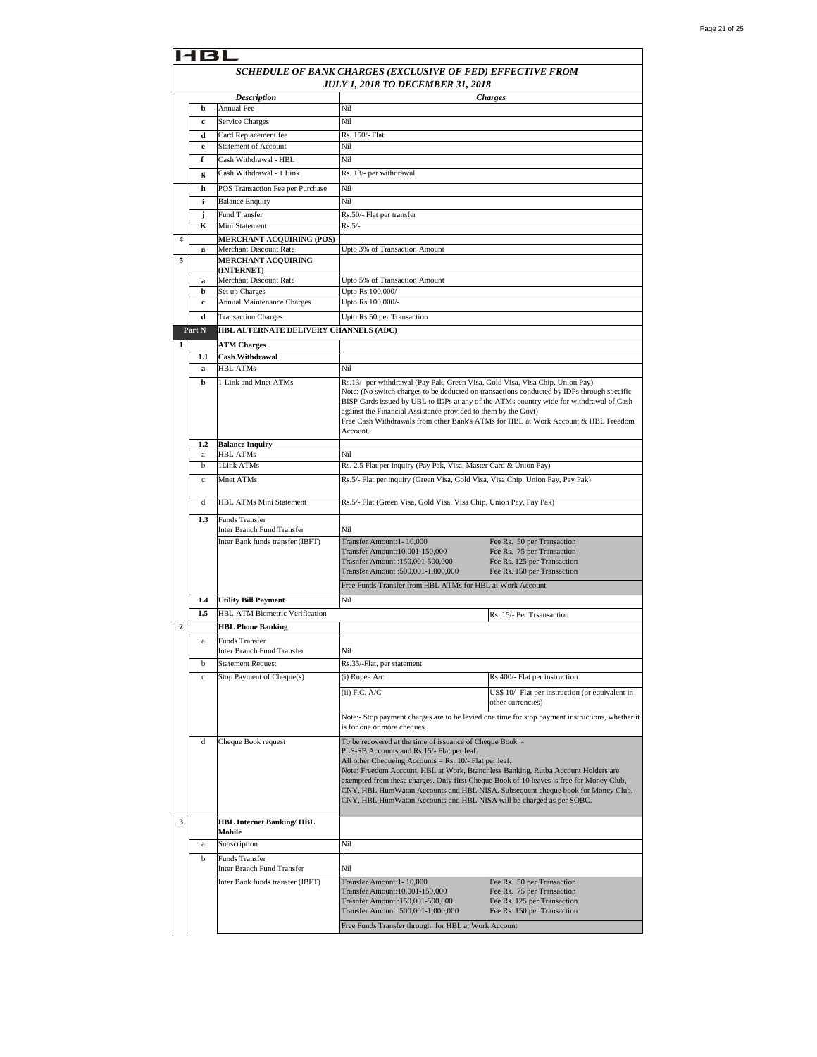HBL

## SCHEDULE OF BANK CHARGES (EXCLUSIVE OF FED) EFFECTIVE FROM JULY 1, 2018 TO DECEMBER 31, 2018

| | | Description | Charges | |
|---|---|---|---|---|
| | b | Annual Fee | Nil | |
| | c | Service Charges | Nil | |
| | d | Card Replacement fee | Rs. 150/- Flat | |
| | e | Statement of Account | Nil | |
| | f | Cash Withdrawal - HBL | Nil | |
| | g | Cash Withdrawal - 1 Link | Rs. 13/- per withdrawal | |
| | h | POS Transaction Fee per Purchase | Nil | |
| | i | Balance Enquiry | Nil | |
| | j | Fund Transfer | Rs.50/- Flat per transfer | |
| | K | Mini Statement | Rs.5/- | |
| 4 | | **MERCHANT ACQUIRING (POS)** | | |
| | a | Merchant Discount Rate | Upto 3% of Transaction Amount | |
| 5 | | **MERCHANT ACQUIRING (INTERNET)** | | |
| | a | Merchant Discount Rate | Upto 5% of Transaction Amount | |
| | b | Set up Charges | Upto Rs.100,000/- | |
| | c | Annual Maintenance Charges | Upto Rs.100,000/- | |
| | d | Transaction Charges | Upto Rs.50 per Transaction | |
| **Part N** | | **HBL ALTERNATE DELIVERY CHANNELS (ADC)** | | |
| 1 | | **ATM Charges** | | |
| | 1.1 | **Cash Withdrawal** | | |
| | a | HBL ATMs | Nil | |
| | b | 1-Link and Mnet ATMs | Rs.13/- per withdrawal (Pay Pak, Green Visa, Gold Visa, Visa Chip, Union Pay)<br>Note: (No switch charges to be deducted on transactions conducted by IDPs through specific BISP Cards issued by UBL to IDPs at any of the ATMs country wide for withdrawal of Cash against the Financial Assistance provided to them by the Govt)<br>Free Cash Withdrawals from other Bank's ATMs for HBL at Work Account & HBL Freedom Account. | |
| | 1.2 | **Balance Inquiry** | | |
| | a | HBL ATMs | Nil | |
| | b | 1Link ATMs | Rs. 2.5 Flat per inquiry (Pay Pak, Visa, Master Card & Union Pay) | |
| | c | Mnet ATMs | Rs.5/- Flat per inquiry (Green Visa, Gold Visa, Visa Chip, Union Pay, Pay Pak) | |
| | d | HBL ATMs Mini Statement | Rs.5/- Flat (Green Visa, Gold Visa, Visa Chip, Union Pay, Pay Pak) | |
| | 1.3 | Funds Transfer<br>Inter Branch Fund Transfer | Nil | |
| | | Inter Bank funds transfer (IBFT) | Transfer Amount:1- 10,000<br>Transfer Amount:10,001-150,000<br>Trasnfer Amount :150,001-500,000<br>Transfer Amount :500,001-1,000,000 | Fee Rs. 50 per Transaction<br>Fee Rs. 75 per Transaction<br>Fee Rs. 125 per Transaction<br>Fee Rs. 150 per Transaction |
| | | | Free Funds Transfer from HBL ATMs for HBL at Work Account | |
| | 1.4 | **Utility Bill Payment** | Nil | |
| | 1.5 | HBL-ATM Biometric Verification | | Rs. 15/- Per Trsansaction |
| 2 | | **HBL Phone Banking** | | |
| | a | Funds Transfer<br>Inter Branch Fund Transfer | Nil | |
| | b | Statement Request | Rs.35/-Flat, per statement | |
| | c | Stop Payment of Cheque(s) | (i) Rupee A/c | Rs.400/- Flat per instruction |
| | | | (ii) F.C. A/C | US$ 10/- Flat per instruction (or equivalent in other currencies) |
| | | | Note:- Stop payment charges are to be levied one time for stop payment instructions, whether it is for one or more cheques. | |
| | d | Cheque Book request | To be recovered at the time of issuance of Cheque Book :-<br>PLS-SB Accounts and Rs.15/- Flat per leaf.<br>All other Chequeing Accounts = Rs. 10/- Flat per leaf.<br>Note: Freedom Account, HBL at Work, Branchless Banking, Rutba Account Holders are exempted from these charges. Only first Cheque Book of 10 leaves is free for Money Club, CNY, HBL HumWatan Accounts and HBL NISA. Subsequent cheque book for Money Club, CNY, HBL HumWatan Accounts and HBL NISA will be charged as per SOBC. | |
| 3 | | **HBL Internet Banking/ HBL Mobile** | | |
| | a | Subscription | Nil | |
| | b | Funds Transfer<br>Inter Branch Fund Transfer | Nil | |
| | | Inter Bank funds transfer (IBFT) | Transfer Amount:1- 10,000<br>Transfer Amount:10,001-150,000<br>Trasnfer Amount :150,001-500,000<br>Transfer Amount :500,001-1,000,000 | Fee Rs. 50 per Transaction<br>Fee Rs. 75 per Transaction<br>Fee Rs. 125 per Transaction<br>Fee Rs. 150 per Transaction |
| | | | Free Funds Transfer through for HBL at Work Account | |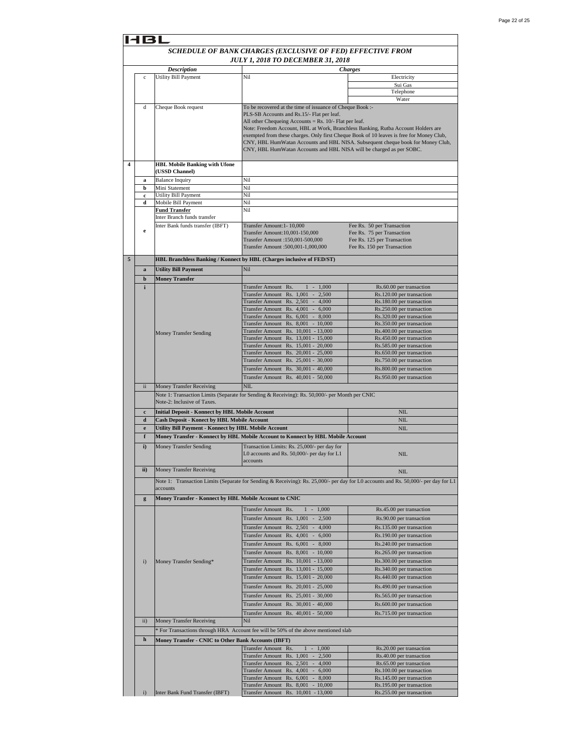HBL

## SCHEDULE OF BANK CHARGES (EXCLUSIVE OF FED) EFFECTIVE FROM JULY 1, 2018 TO DECEMBER 31, 2018

| | | Description | Charges | |
|---|---|---|---|---|
| | c | Utility Bill Payment | Nil | Electricity |
| | | | | Sui Gas |
| | | | | Telephone |
| | | | | Water |
| | d | Cheque Book request | To be recovered at the time of issuance of Cheque Book :-<br>PLS-SB Accounts and Rs.15/- Flat per leaf.<br>All other Chequeing Accounts = Rs. 10/- Flat per leaf.<br>Note: Freedom Account, HBL at Work, Branchless Banking, Rutba Account Holders are exempted from these charges. Only first Cheque Book of 10 leaves is free for Money Club, CNY, HBL HumWatan Accounts and HBL NISA. Subsequent cheque book for Money Club, CNY, HBL HumWatan Accounts and HBL NISA will be charged as per SOBC. | |
| 4 | | **HBL Mobile Banking with Ufone (USSD Channel)** | | |
| | a | Balance Inquiry | Nil | |
| | b | Mini Statement | Nil | |
| | c | Utility Bill Payment | Nil | |
| | d | Mobile Bill Payment | Nil | |
| | | **Fund Transfer**<br>Inter Branch funds transfer | Nil | |
| | e | Inter Bank funds transfer (IBFT) | Transfer Amount:1- 10,000 | Fee Rs. 50 per Transaction |
| | | | Transfer Amount:10,001-150,000 | Fee Rs. 75 per Transaction |
| | | | Trasnfer Amount :150,001-500,000 | Fee Rs. 125 per Transaction |
| | | | Transfer Amount :500,001-1,000,000 | Fee Rs. 150 per Transaction |
| 5 | | **HBL Branchless Banking / Konnect by HBL (Charges inclusive of FED/ST)** | | |
| | a | **Utility Bill Payment** | Nil | |
| | b | **Money Transfer** | | |
| | i | Money Transfer Sending | Transfer Amount Rs. 1 - 1,000 | Rs.60.00 per transaction |
| | | | Transfer Amount Rs. 1,001 - 2,500 | Rs.120.00 per transaction |
| | | | Transfer Amount Rs. 2,501 - 4,000 | Rs.180.00 per transaction |
| | | | Transfer Amount Rs. 4,001 - 6,000 | Rs.250.00 per transaction |
| | | | Transfer Amount Rs. 6,001 - 8,000 | Rs.320.00 per transaction |
| | | | Transfer Amount Rs. 8,001 - 10,000 | Rs.350.00 per transaction |
| | | | Transfer Amount Rs. 10,001 - 13,000 | Rs.400.00 per transaction |
| | | | Transfer Amount Rs. 13,001 - 15,000 | Rs.450.00 per transaction |
| | | | Transfer Amount Rs. 15,001 - 20,000 | Rs.585.00 per transaction |
| | | | Transfer Amount Rs. 20,001 - 25,000 | Rs.650.00 per transaction |
| | | | Transfer Amount Rs. 25,001 - 30,000 | Rs.750.00 per transaction |
| | | | Transfer Amount Rs. 30,001 - 40,000 | Rs.800.00 per transaction |
| | | | Transfer Amount Rs. 40,001 - 50,000 | Rs.950.00 per transaction |
| | ii | Money Transfer Receiving | NIL | |
| | | Note 1: Transaction Limits (Separate for Sending & Receiving): Rs. 50,000/- per Month per CNIC<br>Note-2: Inclusive of Taxes. | | |
| | c | **Initial Deposit - Konnect by HBL Mobile Account** | | NIL |
| | d | **Cash Deposit - Konect by HBL Mobile Account** | | NIL |
| | e | **Utility Bill Payment - Konnect by HBL Mobile Account** | | NIL |
| | f | **Money Transfer - Konnect by HBL Mobile Account to Konnect by HBL Mobile Account** | | |
| | i) | Money Transfer Sending | Transaction Limits: Rs. 25,000/- per day for L0 accounts and Rs. 50,000/- per day for L1 accounts | NIL |
| | ii) | Money Transfer Receiving | | NIL |
| | | Note 1: Transaction Limits (Separate for Sending & Receiving): Rs. 25,000/- per day for L0 accounts and Rs. 50,000/- per day for L1 accounts | | |
| | g | **Money Transfer - Konnect by HBL Mobile Account to CNIC** | | |
| | i) | Money Transfer Sending* | Transfer Amount Rs. 1 - 1,000 | Rs.45.00 per transaction |
| | | | Transfer Amount Rs. 1,001 - 2,500 | Rs.90.00 per transaction |
| | | | Transfer Amount Rs. 2,501 - 4,000 | Rs.135.00 per transaction |
| | | | Transfer Amount Rs. 4,001 - 6,000 | Rs.190.00 per transaction |
| | | | Transfer Amount Rs. 6,001 - 8,000 | Rs.240.00 per transaction |
| | | | Transfer Amount Rs. 8,001 - 10,000 | Rs.265.00 per transaction |
| | | | Transfer Amount Rs. 10,001 - 13,000 | Rs.300.00 per transaction |
| | | | Transfer Amount Rs. 13,001 - 15,000 | Rs.340.00 per transaction |
| | | | Transfer Amount Rs. 15,001 - 20,000 | Rs.440.00 per transaction |
| | | | Transfer Amount Rs. 20,001 - 25,000 | Rs.490.00 per transaction |
| | | | Transfer Amount Rs. 25,001 - 30,000 | Rs.565.00 per transaction |
| | | | Transfer Amount Rs. 30,001 - 40,000 | Rs.600.00 per transaction |
| | | | Transfer Amount Rs. 40,001 - 50,000 | Rs.715.00 per transaction |
| | ii) | Money Transfer Receiving | Nil | |
| | | * For Transactions through HRA Account fee will be 50% of the above mentioned slab | | |
| | h | **Money Transfer - CNIC to Other Bank Accounts (IBFT)** | | |
| | i) | Inter Bank Fund Transfer (IBFT) | Transfer Amount Rs. 1 - 1,000 | Rs.20.00 per transaction |
| | | | Transfer Amount Rs. 1,001 - 2,500 | Rs.40.00 per transaction |
| | | | Transfer Amount Rs. 2,501 - 4,000 | Rs.65.00 per transaction |
| | | | Transfer Amount Rs. 4,001 - 6,000 | Rs.100.00 per transaction |
| | | | Transfer Amount Rs. 6,001 - 8,000 | Rs.145.00 per transaction |
| | | | Transfer Amount Rs. 8,001 - 10,000 | Rs.195.00 per transaction |
| | | | Transfer Amount Rs. 10,001 - 13,000 | Rs.255.00 per transaction |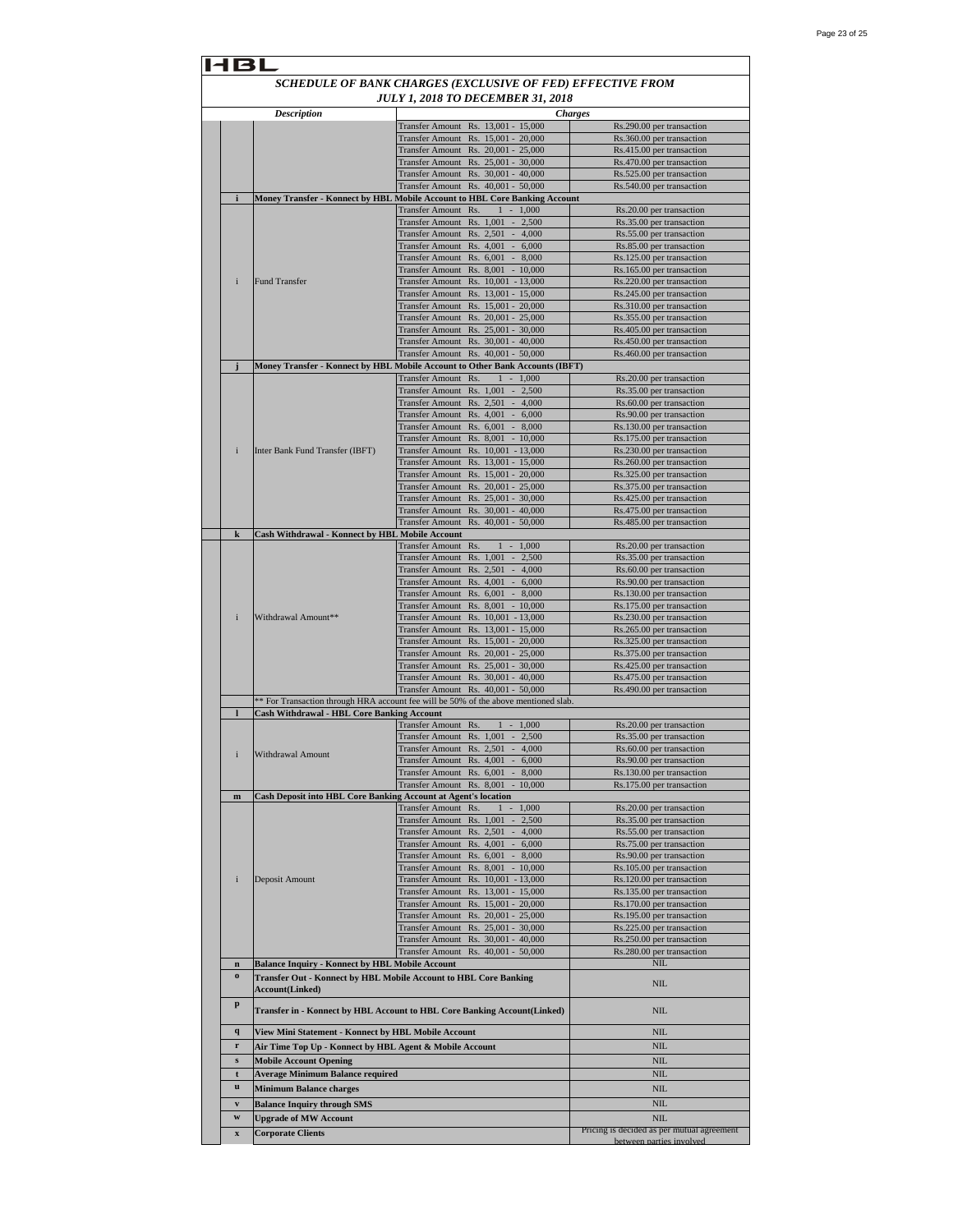HBL

## SCHEDULE OF BANK CHARGES (EXCLUSIVE OF FED) EFFECTIVE FROM JULY 1, 2018 TO DECEMBER 31, 2018

| | | *Description* | *Charges* | |
|---|---|---|---|---|
| | | | Transfer Amount Rs. 13,001 - 15,000 | Rs.290.00 per transaction |
| | | | Transfer Amount Rs. 15,001 - 20,000 | Rs.360.00 per transaction |
| | | | Transfer Amount Rs. 20,001 - 25,000 | Rs.415.00 per transaction |
| | | | Transfer Amount Rs. 25,001 - 30,000 | Rs.470.00 per transaction |
| | | | Transfer Amount Rs. 30,001 - 40,000 | Rs.525.00 per transaction |
| | | | Transfer Amount Rs. 40,001 - 50,000 | Rs.540.00 per transaction |
| | **i** | **Money Transfer - Konnect by HBL Mobile Account to HBL Core Banking Account** | | |
| | i | Fund Transfer | Transfer Amount Rs. 1 - 1,000 | Rs.20.00 per transaction |
| | | | Transfer Amount Rs. 1,001 - 2,500 | Rs.35.00 per transaction |
| | | | Transfer Amount Rs. 2,501 - 4,000 | Rs.55.00 per transaction |
| | | | Transfer Amount Rs. 4,001 - 6,000 | Rs.85.00 per transaction |
| | | | Transfer Amount Rs. 6,001 - 8,000 | Rs.125.00 per transaction |
| | | | Transfer Amount Rs. 8,001 - 10,000 | Rs.165.00 per transaction |
| | | | Transfer Amount Rs. 10,001 - 13,000 | Rs.220.00 per transaction |
| | | | Transfer Amount Rs. 13,001 - 15,000 | Rs.245.00 per transaction |
| | | | Transfer Amount Rs. 15,001 - 20,000 | Rs.310.00 per transaction |
| | | | Transfer Amount Rs. 20,001 - 25,000 | Rs.355.00 per transaction |
| | | | Transfer Amount Rs. 25,001 - 30,000 | Rs.405.00 per transaction |
| | | | Transfer Amount Rs. 30,001 - 40,000 | Rs.450.00 per transaction |
| | | | Transfer Amount Rs. 40,001 - 50,000 | Rs.460.00 per transaction |
| | **j** | **Money Transfer - Konnect by HBL Mobile Account to Other Bank Accounts (IBFT)** | | |
| | i | Inter Bank Fund Transfer (IBFT) | Transfer Amount Rs. 1 - 1,000 | Rs.20.00 per transaction |
| | | | Transfer Amount Rs. 1,001 - 2,500 | Rs.35.00 per transaction |
| | | | Transfer Amount Rs. 2,501 - 4,000 | Rs.60.00 per transaction |
| | | | Transfer Amount Rs. 4,001 - 6,000 | Rs.90.00 per transaction |
| | | | Transfer Amount Rs. 6,001 - 8,000 | Rs.130.00 per transaction |
| | | | Transfer Amount Rs. 8,001 - 10,000 | Rs.175.00 per transaction |
| | | | Transfer Amount Rs. 10,001 - 13,000 | Rs.230.00 per transaction |
| | | | Transfer Amount Rs. 13,001 - 15,000 | Rs.260.00 per transaction |
| | | | Transfer Amount Rs. 15,001 - 20,000 | Rs.325.00 per transaction |
| | | | Transfer Amount Rs. 20,001 - 25,000 | Rs.375.00 per transaction |
| | | | Transfer Amount Rs. 25,001 - 30,000 | Rs.425.00 per transaction |
| | | | Transfer Amount Rs. 30,001 - 40,000 | Rs.475.00 per transaction |
| | | | Transfer Amount Rs. 40,001 - 50,000 | Rs.485.00 per transaction |
| | **k** | **Cash Withdrawal - Konnect by HBL Mobile Account** | | |
| | i | Withdrawal Amount** | Transfer Amount Rs. 1 - 1,000 | Rs.20.00 per transaction |
| | | | Transfer Amount Rs. 1,001 - 2,500 | Rs.35.00 per transaction |
| | | | Transfer Amount Rs. 2,501 - 4,000 | Rs.60.00 per transaction |
| | | | Transfer Amount Rs. 4,001 - 6,000 | Rs.90.00 per transaction |
| | | | Transfer Amount Rs. 6,001 - 8,000 | Rs.130.00 per transaction |
| | | | Transfer Amount Rs. 8,001 - 10,000 | Rs.175.00 per transaction |
| | | | Transfer Amount Rs. 10,001 - 13,000 | Rs.230.00 per transaction |
| | | | Transfer Amount Rs. 13,001 - 15,000 | Rs.265.00 per transaction |
| | | | Transfer Amount Rs. 15,001 - 20,000 | Rs.325.00 per transaction |
| | | | Transfer Amount Rs. 20,001 - 25,000 | Rs.375.00 per transaction |
| | | | Transfer Amount Rs. 25,001 - 30,000 | Rs.425.00 per transaction |
| | | | Transfer Amount Rs. 30,001 - 40,000 | Rs.475.00 per transaction |
| | | | Transfer Amount Rs. 40,001 - 50,000 | Rs.490.00 per transaction |
| | | ** For Transaction through HRA account fee will be 50% of the above mentioned slab. | | |
| | **l** | **Cash Withdrawal - HBL Core Banking Account** | | |
| | i | Withdrawal Amount | Transfer Amount Rs. 1 - 1,000 | Rs.20.00 per transaction |
| | | | Transfer Amount Rs. 1,001 - 2,500 | Rs.35.00 per transaction |
| | | | Transfer Amount Rs. 2,501 - 4,000 | Rs.60.00 per transaction |
| | | | Transfer Amount Rs. 4,001 - 6,000 | Rs.90.00 per transaction |
| | | | Transfer Amount Rs. 6,001 - 8,000 | Rs.130.00 per transaction |
| | | | Transfer Amount Rs. 8,001 - 10,000 | Rs.175.00 per transaction |
| | **m** | **Cash Deposit into HBL Core Banking Account at Agent's location** | | |
| | i | Deposit Amount | Transfer Amount Rs. 1 - 1,000 | Rs.20.00 per transaction |
| | | | Transfer Amount Rs. 1,001 - 2,500 | Rs.35.00 per transaction |
| | | | Transfer Amount Rs. 2,501 - 4,000 | Rs.55.00 per transaction |
| | | | Transfer Amount Rs. 4,001 - 6,000 | Rs.75.00 per transaction |
| | | | Transfer Amount Rs. 6,001 - 8,000 | Rs.90.00 per transaction |
| | | | Transfer Amount Rs. 8,001 - 10,000 | Rs.105.00 per transaction |
| | | | Transfer Amount Rs. 10,001 - 13,000 | Rs.120.00 per transaction |
| | | | Transfer Amount Rs. 13,001 - 15,000 | Rs.135.00 per transaction |
| | | | Transfer Amount Rs. 15,001 - 20,000 | Rs.170.00 per transaction |
| | | | Transfer Amount Rs. 20,001 - 25,000 | Rs.195.00 per transaction |
| | | | Transfer Amount Rs. 25,001 - 30,000 | Rs.225.00 per transaction |
| | | | Transfer Amount Rs. 30,001 - 40,000 | Rs.250.00 per transaction |
| | | | Transfer Amount Rs. 40,001 - 50,000 | Rs.280.00 per transaction |
| | **n** | **Balance Inquiry - Konnect by HBL Mobile Account** | | NIL |
| | **o** | **Transfer Out - Konnect by HBL Mobile Account to HBL Core Banking Account(Linked)** | | NIL |
| | **p** | **Transfer in - Konnect by HBL Account to HBL Core Banking Account(Linked)** | | NIL |
| | **q** | **View Mini Statement - Konnect by HBL Mobile Account** | | NIL |
| | **r** | **Air Time Top Up - Konnect by HBL Agent & Mobile Account** | | NIL |
| | **s** | **Mobile Account Opening** | | NIL |
| | **t** | **Average Minimum Balance required** | | NIL |
| | **u** | **Minimum Balance charges** | | NIL |
| | **v** | **Balance Inquiry through SMS** | | NIL |
| | **w** | **Upgrade of MW Account** | | NIL |
| | **x** | **Corporate Clients** | | Pricing is decided as per mutual agreement between parties involved |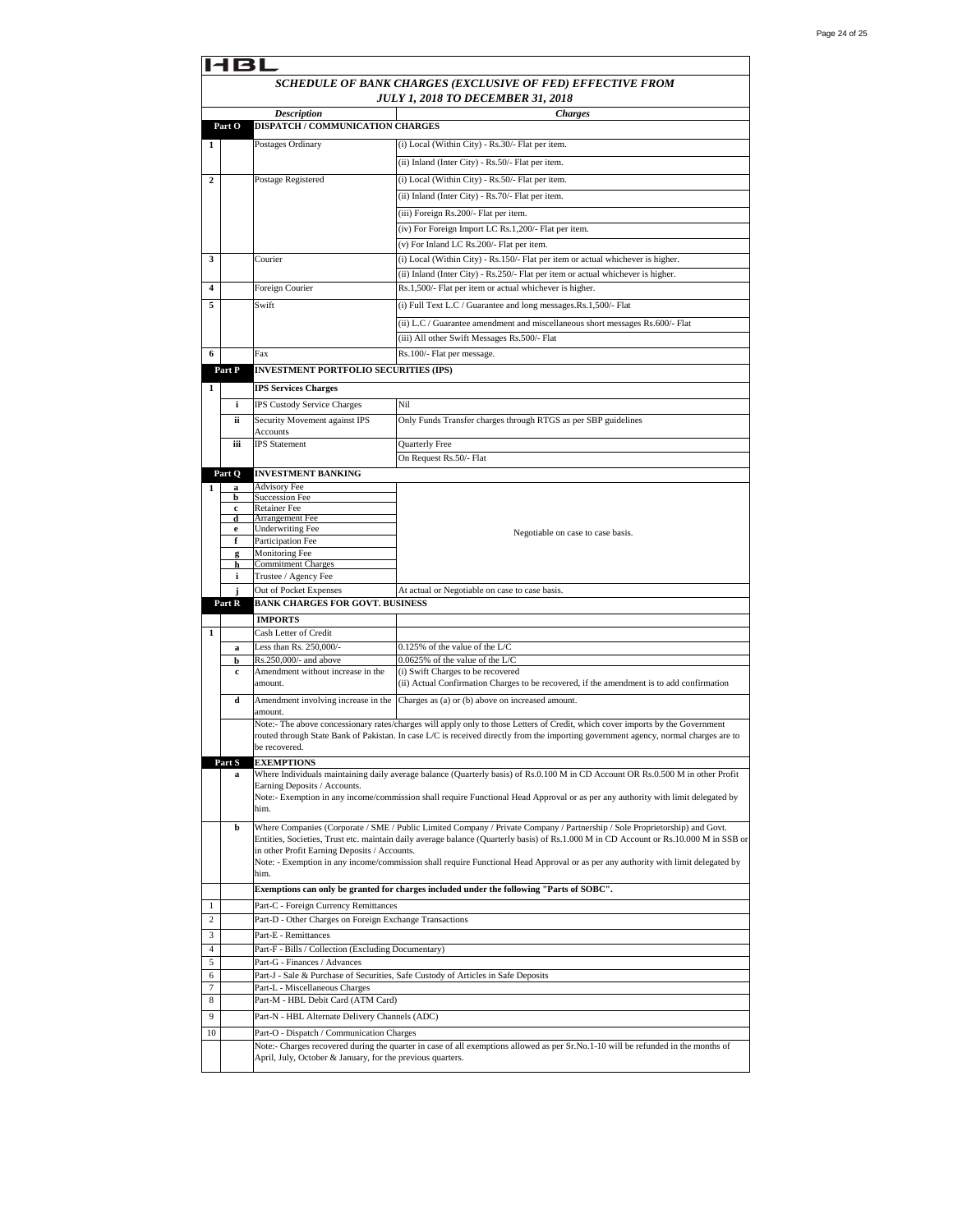HBL

## *SCHEDULE OF BANK CHARGES (EXCLUSIVE OF FED) EFFECTIVE FROM JULY 1, 2018 TO DECEMBER 31, 2018*

| | | *Description* | *Charges* |
|---|---|---|---|
| **Part O** | | **DISPATCH / COMMUNICATION CHARGES** | |
| **1** | | Postages Ordinary | (i) Local (Within City) - Rs.30/- Flat per item. |
| | | | (ii) Inland (Inter City) - Rs.50/- Flat per item. |
| **2** | | Postage Registered | (i) Local (Within City) - Rs.50/- Flat per item. |
| | | | (ii) Inland (Inter City) - Rs.70/- Flat per item. |
| | | | (iii) Foreign Rs.200/- Flat per item. |
| | | | (iv) For Foreign Import LC Rs.1,200/- Flat per item. |
| | | | (v) For Inland LC Rs.200/- Flat per item. |
| **3** | | Courier | (i) Local (Within City) - Rs.150/- Flat per item or actual whichever is higher. |
| | | | (ii) Inland (Inter City) - Rs.250/- Flat per item or actual whichever is higher. |
| **4** | | Foreign Courier | Rs.1,500/- Flat per item or actual whichever is higher. |
| **5** | | Swift | (i) Full Text L.C / Guarantee and long messages.Rs.1,500/- Flat |
| | | | (ii) L.C / Guarantee amendment and miscellaneous short messages Rs.600/- Flat |
| | | | (iii) All other Swift Messages Rs.500/- Flat |
| **6** | | Fax | Rs.100/- Flat per message. |
| **Part P** | | **INVESTMENT PORTFOLIO SECURITIES (IPS)** | |
| **1** | | **IPS Services Charges** | |
| | **i** | IPS Custody Service Charges | Nil |
| | **ii** | Security Movement against IPS Accounts | Only Funds Transfer charges through RTGS as per SBP guidelines |
| | **iii** | IPS Statement | Quarterly Free |
| | | | On Request Rs.50/- Flat |
| **Part Q** | | **INVESTMENT BANKING** | |
| **1** | **a** | Advisory Fee | Negotiable on case to case basis. |
| | **b** | Succession Fee | |
| | **c** | Retainer Fee | |
| | **d** | Arrangement Fee | |
| | **e** | Underwriting Fee | |
| | **f** | Participation Fee | |
| | **g** | Monitoring Fee | |
| | **h** | Commitment Charges | |
| | **i** | Trustee / Agency Fee | |
| | **j** | Out of Pocket Expenses | At actual or Negotiable on case to case basis. |
| **Part R** | | **BANK CHARGES FOR GOVT. BUSINESS** | |
| | | **IMPORTS** | |
| **1** | | Cash Letter of Credit | |
| | **a** | Less than Rs. 250,000/- | 0.125% of the value of the L/C |
| | **b** | Rs.250,000/- and above | 0.0625% of the value of the L/C |
| | **c** | Amendment without increase in the amount. | (i) Swift Charges to be recovered<br>(ii) Actual Confirmation Charges to be recovered, if the amendment is to add confirmation |
| | **d** | Amendment involving increase in the amount. | Charges as (a) or (b) above on increased amount. |
| | | Note:- The above concessionary rates/charges will apply only to those Letters of Credit, which cover imports by the Government routed through State Bank of Pakistan. In case L/C is received directly from the importing government agency, normal charges are to be recovered. | |
| **Part S** | | **EXEMPTIONS** | |
| | **a** | Where Individuals maintaining daily average balance (Quarterly basis) of Rs.0.100 M in CD Account OR Rs.0.500 M in other Profit Earning Deposits / Accounts.<br>Note:- Exemption in any income/commission shall require Functional Head Approval or as per any authority with limit delegated by him. | |
| | **b** | Where Companies (Corporate / SME / Public Limited Company / Private Company / Partnership / Sole Proprietorship) and Govt. Entities, Societies, Trust etc. maintain daily average balance (Quarterly basis) of Rs.1.000 M in CD Account or Rs.10.000 M in SSB or in other Profit Earning Deposits / Accounts.<br>Note: - Exemption in any income/commission shall require Functional Head Approval or as per any authority with limit delegated by him. | |
| | | **Exemptions can only be granted for charges included under the following "Parts of SOBC".** | |
| 1 | | Part-C - Foreign Currency Remittances | |
| 2 | | Part-D - Other Charges on Foreign Exchange Transactions | |
| 3 | | Part-E - Remittances | |
| 4 | | Part-F - Bills / Collection (Excluding Documentary) | |
| 5 | | Part-G - Finances / Advances | |
| 6 | | Part-J - Sale & Purchase of Securities, Safe Custody of Articles in Safe Deposits | |
| 7 | | Part-L - Miscellaneous Charges | |
| 8 | | Part-M - HBL Debit Card (ATM Card) | |
| 9 | | Part-N - HBL Alternate Delivery Channels (ADC) | |
| 10 | | Part-O - Dispatch / Communication Charges | |
| | | Note:- Charges recovered during the quarter in case of all exemptions allowed as per Sr.No.1-10 will be refunded in the months of April, July, October & January, for the previous quarters. | |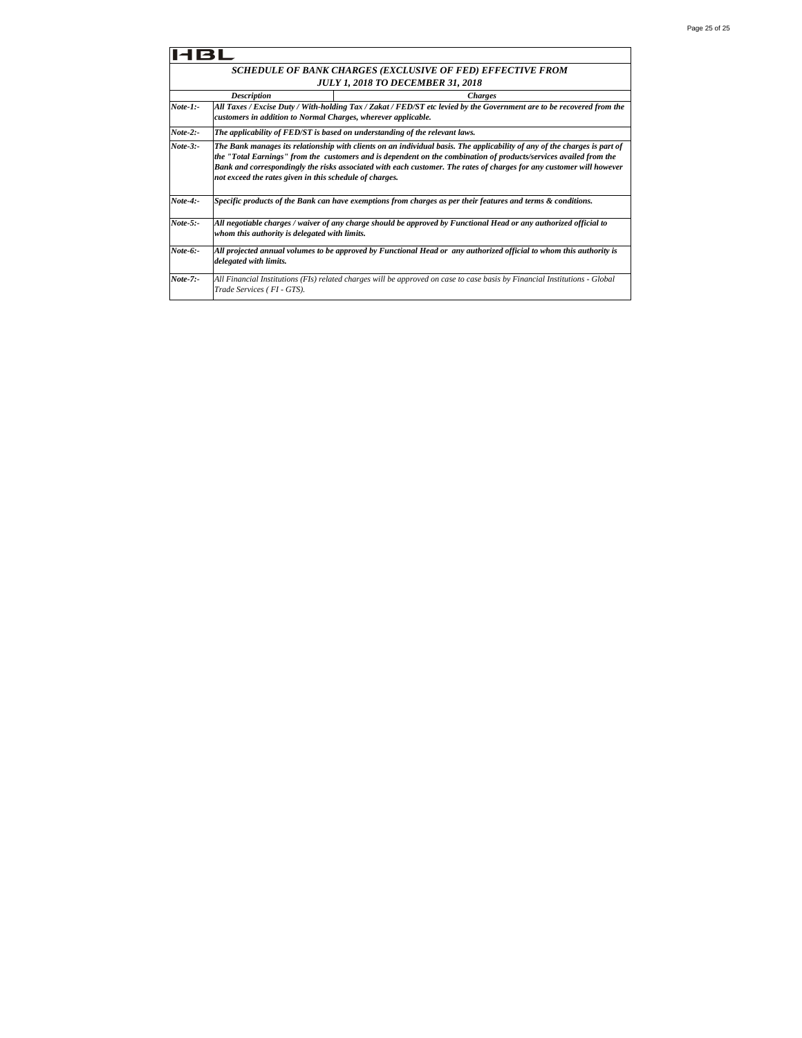HBL

***SCHEDULE OF BANK CHARGES (EXCLUSIVE OF FED) EFFECTIVE FROM JULY 1, 2018 TO DECEMBER 31, 2018***

| *Description* | *Charges* |
|---|---|
| ***Note-1:-*** | ***All Taxes / Excise Duty / With-holding Tax / Zakat / FED/ST etc levied by the Government are to be recovered from the customers in addition to Normal Charges, wherever applicable.*** |
| ***Note-2:-*** | ***The applicability of FED/ST is based on understanding of the relevant laws.*** |
| ***Note-3:-*** | ***The Bank manages its relationship with clients on an individual basis. The applicability of any of the charges is part of the "Total Earnings" from the customers and is dependent on the combination of products/services availed from the Bank and correspondingly the risks associated with each customer. The rates of charges for any customer will however not exceed the rates given in this schedule of charges.*** |
| ***Note-4:-*** | ***Specific products of the Bank can have exemptions from charges as per their features and terms & conditions.*** |
| ***Note-5:-*** | ***All negotiable charges / waiver of any charge should be approved by Functional Head or any authorized official to whom this authority is delegated with limits.*** |
| ***Note-6:-*** | ***All projected annual volumes to be approved by Functional Head or any authorized official to whom this authority is delegated with limits.*** |
| ***Note-7:-*** | *All Financial Institutions (FIs) related charges will be approved on case to case basis by Financial Institutions - Global Trade Services ( FI - GTS).* |